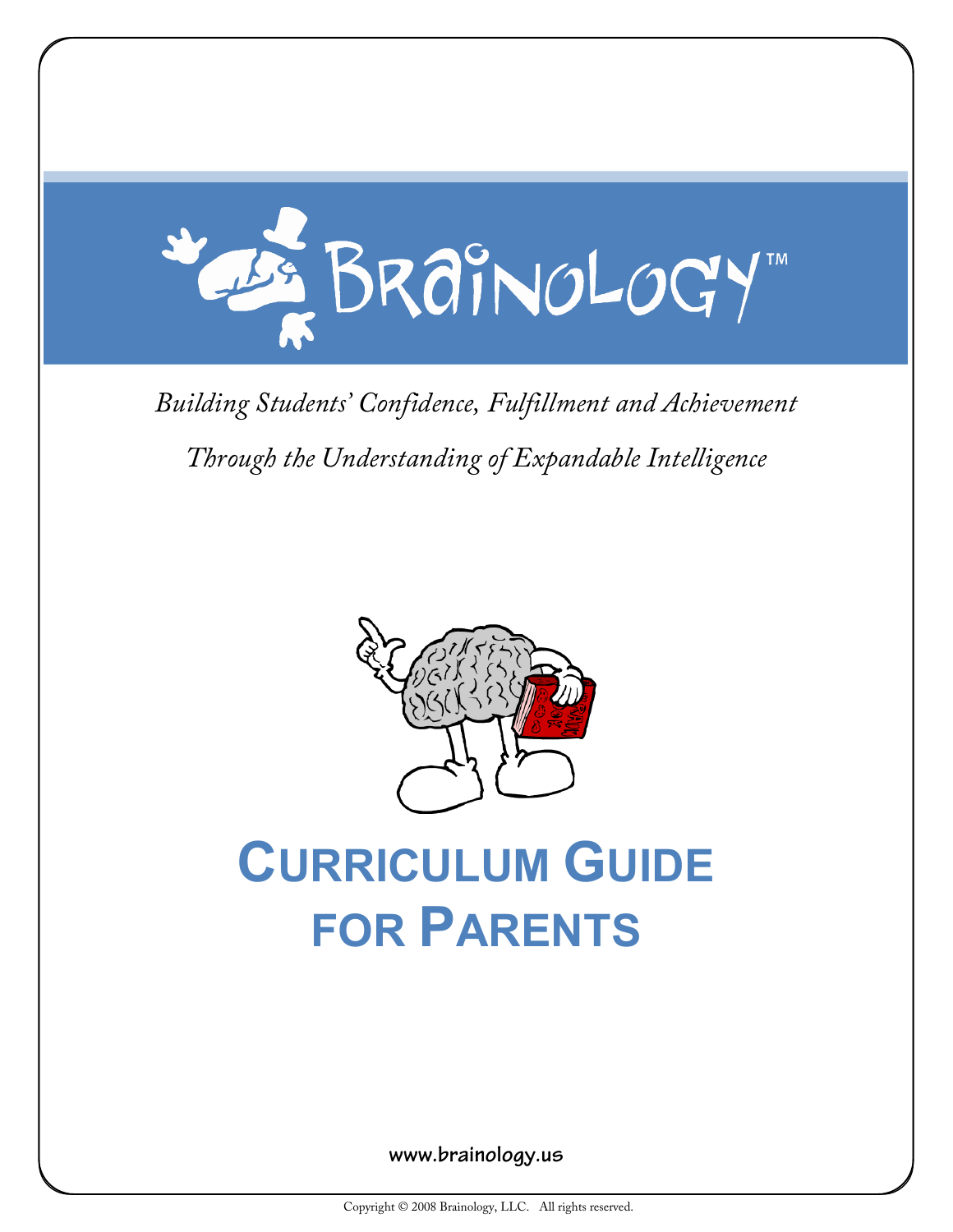# Brainology™

*Building Students' Confidence, Fulfillment and Achievement*

*Through the Understanding of Expandable Intelligence*

# Curriculum Guide for Parents

**www.brainology.us**

Copyright © 2008 Brainology, LLC. All rights reserved.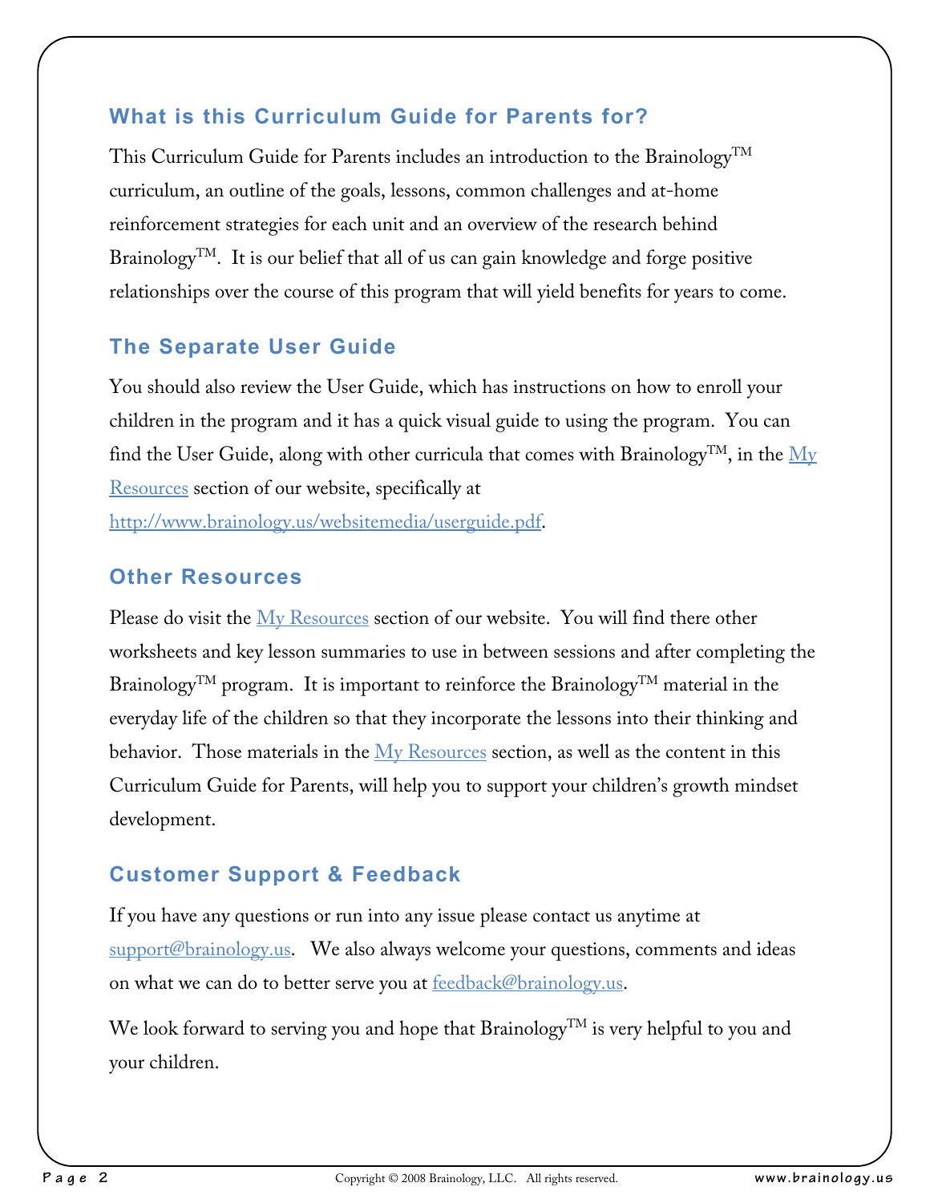## What is this Curriculum Guide for Parents for?

This Curriculum Guide for Parents includes an introduction to the Brainology™ curriculum, an outline of the goals, lessons, common challenges and at-home reinforcement strategies for each unit and an overview of the research behind Brainology™. It is our belief that all of us can gain knowledge and forge positive relationships over the course of this program that will yield benefits for years to come.

## The Separate User Guide

You should also review the User Guide, which has instructions on how to enroll your children in the program and it has a quick visual guide to using the program. You can find the User Guide, along with other curricula that comes with Brainology™, in the [My Resources](#) section of our website, specifically at [http://www.brainology.us/websitemedia/userguide.pdf](http://www.brainology.us/websitemedia/userguide.pdf).

## Other Resources

Please do visit the [My Resources](#) section of our website. You will find there other worksheets and key lesson summaries to use in between sessions and after completing the Brainology™ program. It is important to reinforce the Brainology™ material in the everyday life of the children so that they incorporate the lessons into their thinking and behavior. Those materials in the [My Resources](#) section, as well as the content in this Curriculum Guide for Parents, will help you to support your children's growth mindset development.

## Customer Support & Feedback

If you have any questions or run into any issue please contact us anytime at [support@brainology.us](mailto:support@brainology.us). We also always welcome your questions, comments and ideas on what we can do to better serve you at [feedback@brainology.us](mailto:feedback@brainology.us).

We look forward to serving you and hope that Brainology™ is very helpful to you and your children.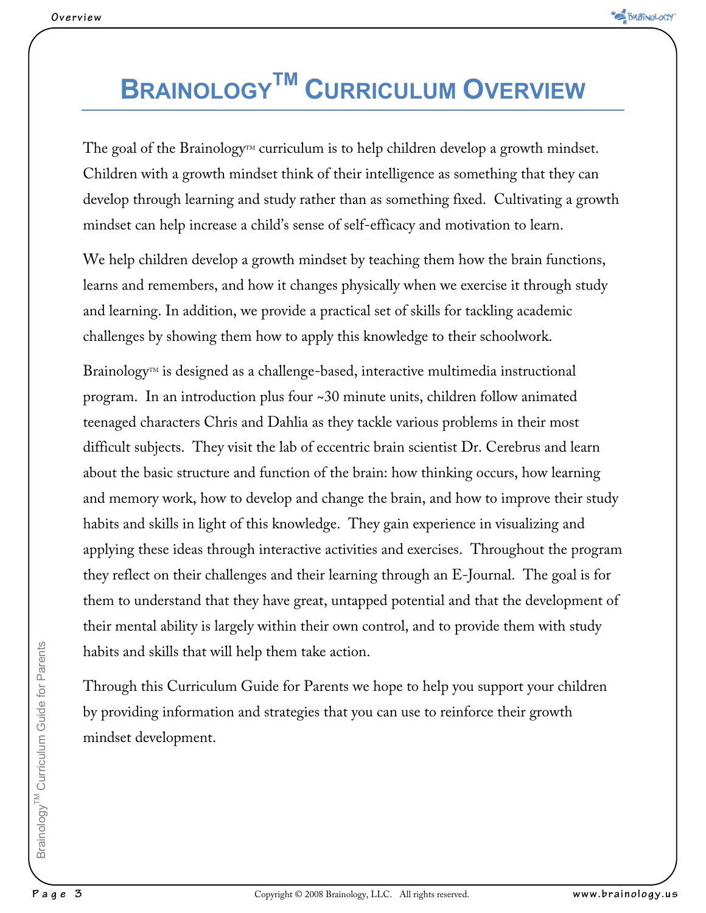# Brainology™ Curriculum Overview

The goal of the Brainology™ curriculum is to help children develop a growth mindset. Children with a growth mindset think of their intelligence as something that they can develop through learning and study rather than as something fixed. Cultivating a growth mindset can help increase a child's sense of self-efficacy and motivation to learn.

We help children develop a growth mindset by teaching them how the brain functions, learns and remembers, and how it changes physically when we exercise it through study and learning. In addition, we provide a practical set of skills for tackling academic challenges by showing them how to apply this knowledge to their schoolwork.

Brainology™ is designed as a challenge-based, interactive multimedia instructional program. In an introduction plus four ~30 minute units, children follow animated teenaged characters Chris and Dahlia as they tackle various problems in their most difficult subjects. They visit the lab of eccentric brain scientist Dr. Cerebrus and learn about the basic structure and function of the brain: how thinking occurs, how learning and memory work, how to develop and change the brain, and how to improve their study habits and skills in light of this knowledge. They gain experience in visualizing and applying these ideas through interactive activities and exercises. Throughout the program they reflect on their challenges and their learning through an E-Journal. The goal is for them to understand that they have great, untapped potential and that the development of their mental ability is largely within their own control, and to provide them with study habits and skills that will help them take action.

Through this Curriculum Guide for Parents we hope to help you support your children by providing information and strategies that you can use to reinforce their growth mindset development.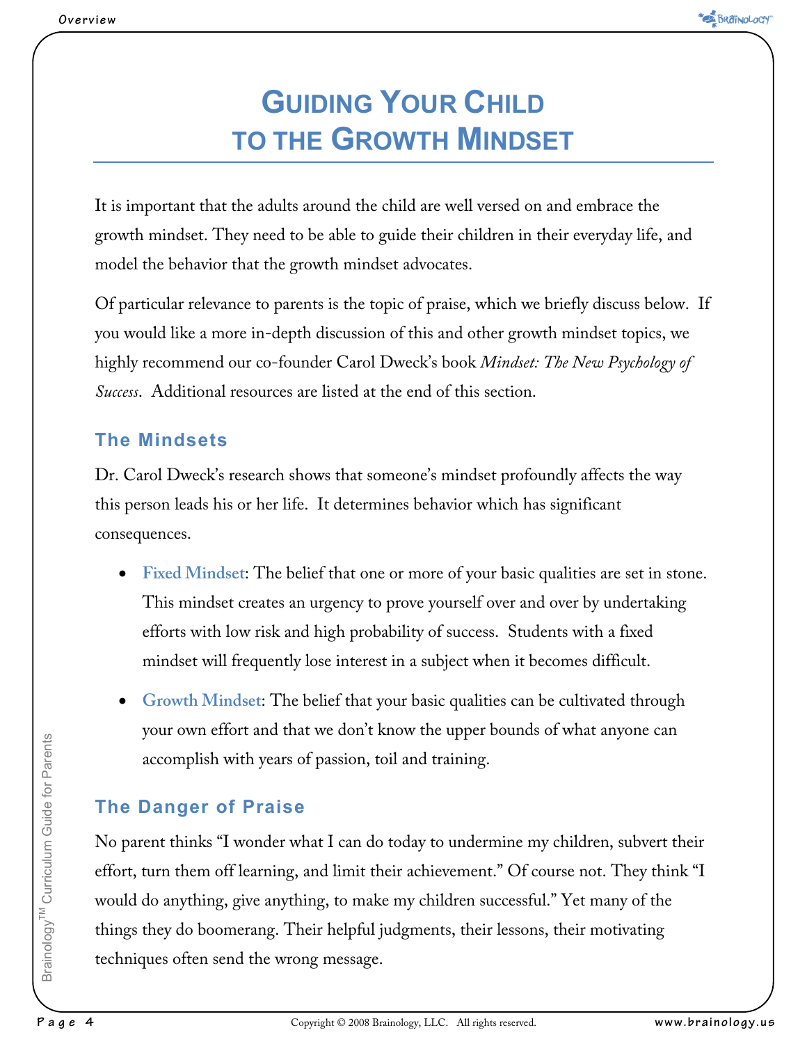# Guiding Your Child to the Growth Mindset

It is important that the adults around the child are well versed on and embrace the growth mindset. They need to be able to guide their children in their everyday life, and model the behavior that the growth mindset advocates.

Of particular relevance to parents is the topic of praise, which we briefly discuss below. If you would like a more in-depth discussion of this and other growth mindset topics, we highly recommend our co-founder Carol Dweck's book *Mindset: The New Psychology of Success*. Additional resources are listed at the end of this section.

## The Mindsets

Dr. Carol Dweck's research shows that someone's mindset profoundly affects the way this person leads his or her life. It determines behavior which has significant consequences.

- **Fixed Mindset**: The belief that one or more of your basic qualities are set in stone. This mindset creates an urgency to prove yourself over and over by undertaking efforts with low risk and high probability of success. Students with a fixed mindset will frequently lose interest in a subject when it becomes difficult.
- **Growth Mindset**: The belief that your basic qualities can be cultivated through your own effort and that we don't know the upper bounds of what anyone can accomplish with years of passion, toil and training.

## The Danger of Praise

No parent thinks "I wonder what I can do today to undermine my children, subvert their effort, turn them off learning, and limit their achievement." Of course not. They think "I would do anything, give anything, to make my children successful." Yet many of the things they do boomerang. Their helpful judgments, their lessons, their motivating techniques often send the wrong message.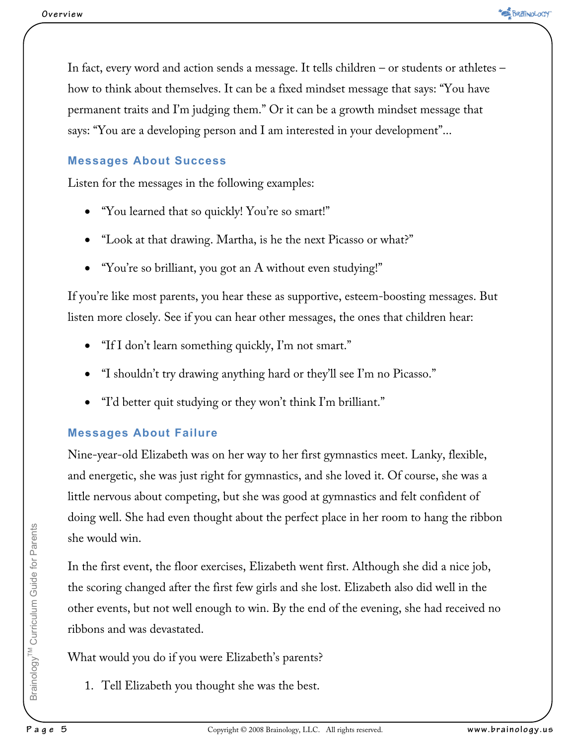In fact, every word and action sends a message. It tells children – or students or athletes – how to think about themselves. It can be a fixed mindset message that says: "You have permanent traits and I'm judging them." Or it can be a growth mindset message that says: "You are a developing person and I am interested in your development"...

### Messages About Success

Listen for the messages in the following examples:

- "You learned that so quickly! You're so smart!"
- "Look at that drawing. Martha, is he the next Picasso or what?"
- "You're so brilliant, you got an A without even studying!"

If you're like most parents, you hear these as supportive, esteem-boosting messages. But listen more closely. See if you can hear other messages, the ones that children hear:

- "If I don't learn something quickly, I'm not smart."
- "I shouldn't try drawing anything hard or they'll see I'm no Picasso."
- "I'd better quit studying or they won't think I'm brilliant."

### Messages About Failure

Nine-year-old Elizabeth was on her way to her first gymnastics meet. Lanky, flexible, and energetic, she was just right for gymnastics, and she loved it. Of course, she was a little nervous about competing, but she was good at gymnastics and felt confident of doing well. She had even thought about the perfect place in her room to hang the ribbon she would win.

In the first event, the floor exercises, Elizabeth went first. Although she did a nice job, the scoring changed after the first few girls and she lost. Elizabeth also did well in the other events, but not well enough to win. By the end of the evening, she had received no ribbons and was devastated.

What would you do if you were Elizabeth's parents?

1. Tell Elizabeth you thought she was the best.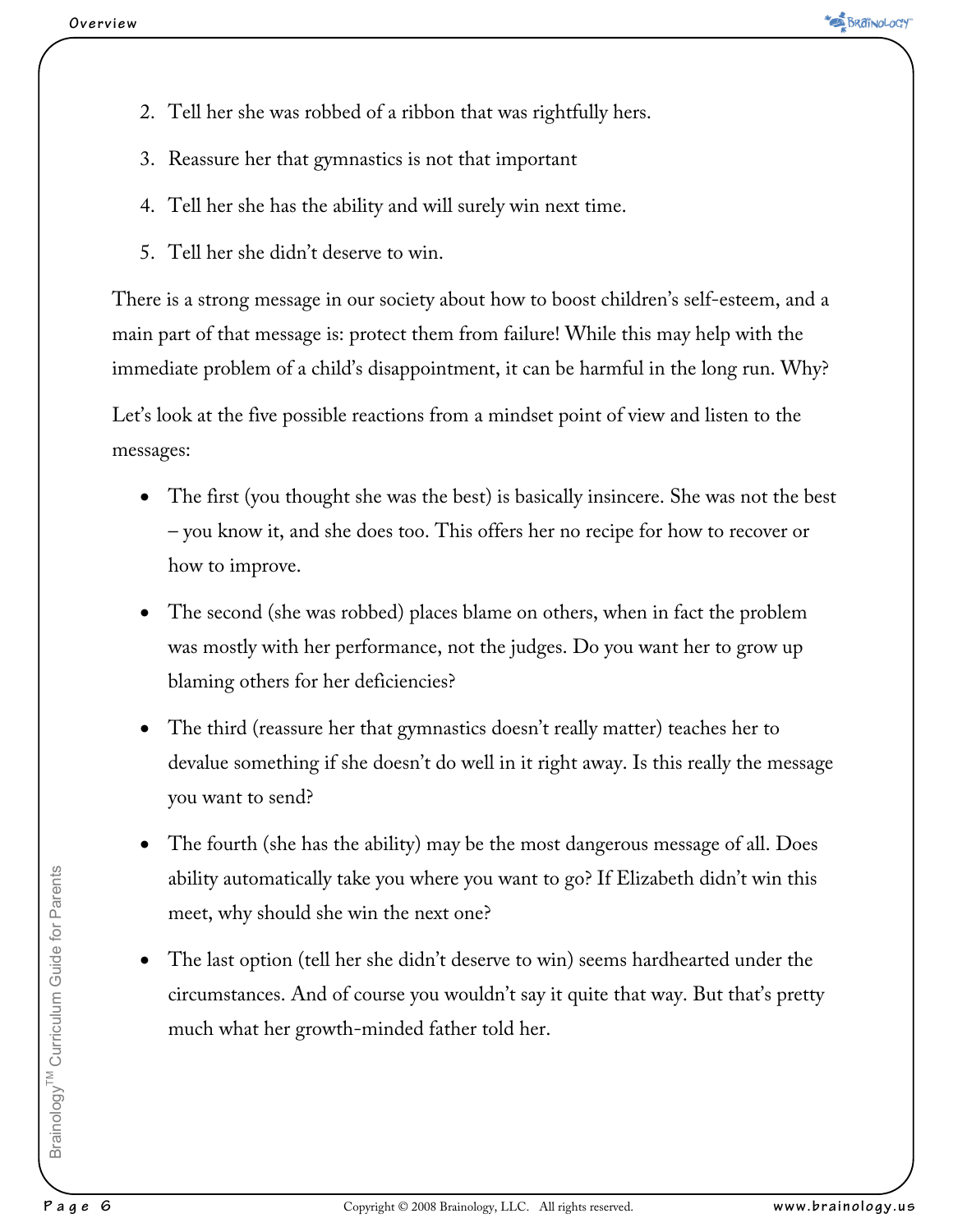2. Tell her she was robbed of a ribbon that was rightfully hers.
3. Reassure her that gymnastics is not that important
4. Tell her she has the ability and will surely win next time.
5. Tell her she didn't deserve to win.

There is a strong message in our society about how to boost children's self-esteem, and a main part of that message is: protect them from failure! While this may help with the immediate problem of a child's disappointment, it can be harmful in the long run. Why?

Let's look at the five possible reactions from a mindset point of view and listen to the messages:

- The first (you thought she was the best) is basically insincere. She was not the best – you know it, and she does too. This offers her no recipe for how to recover or how to improve.
- The second (she was robbed) places blame on others, when in fact the problem was mostly with her performance, not the judges. Do you want her to grow up blaming others for her deficiencies?
- The third (reassure her that gymnastics doesn't really matter) teaches her to devalue something if she doesn't do well in it right away. Is this really the message you want to send?
- The fourth (she has the ability) may be the most dangerous message of all. Does ability automatically take you where you want to go? If Elizabeth didn't win this meet, why should she win the next one?
- The last option (tell her she didn't deserve to win) seems hardhearted under the circumstances. And of course you wouldn't say it quite that way. But that's pretty much what her growth-minded father told her.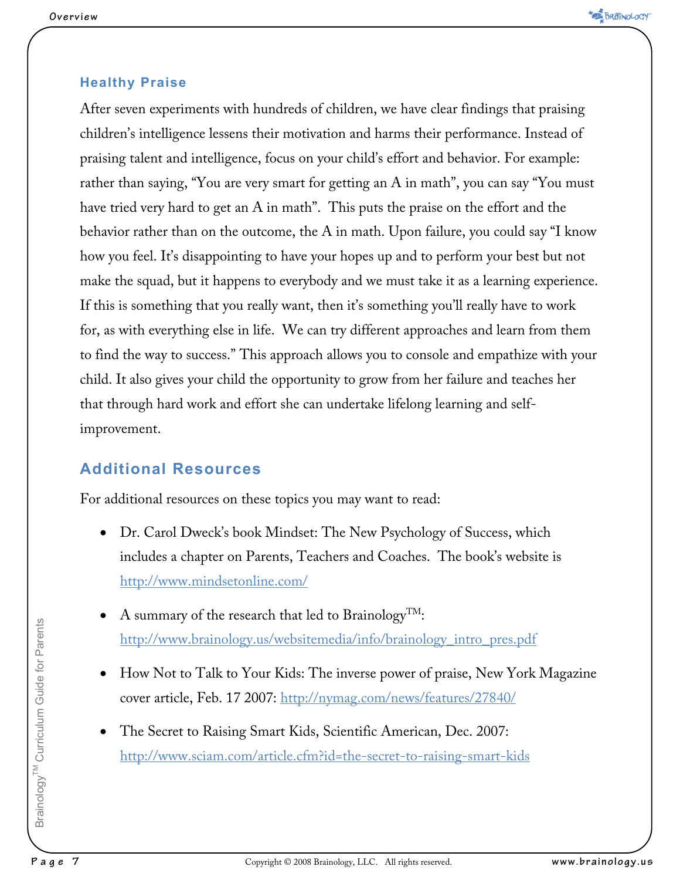### Healthy Praise

After seven experiments with hundreds of children, we have clear findings that praising children's intelligence lessens their motivation and harms their performance. Instead of praising talent and intelligence, focus on your child's effort and behavior. For example: rather than saying, "You are very smart for getting an A in math", you can say "You must have tried very hard to get an A in math". This puts the praise on the effort and the behavior rather than on the outcome, the A in math. Upon failure, you could say "I know how you feel. It's disappointing to have your hopes up and to perform your best but not make the squad, but it happens to everybody and we must take it as a learning experience. If this is something that you really want, then it's something you'll really have to work for, as with everything else in life. We can try different approaches and learn from them to find the way to success." This approach allows you to console and empathize with your child. It also gives your child the opportunity to grow from her failure and teaches her that through hard work and effort she can undertake lifelong learning and self-improvement.

### Additional Resources

For additional resources on these topics you may want to read:

- Dr. Carol Dweck's book Mindset: The New Psychology of Success, which includes a chapter on Parents, Teachers and Coaches. The book's website is http://www.mindsetonline.com/
- A summary of the research that led to Brainology™: http://www.brainology.us/websitemedia/info/brainology_intro_pres.pdf
- How Not to Talk to Your Kids: The inverse power of praise, New York Magazine cover article, Feb. 17 2007: http://nymag.com/news/features/27840/
- The Secret to Raising Smart Kids, Scientific American, Dec. 2007: http://www.sciam.com/article.cfm?id=the-secret-to-raising-smart-kids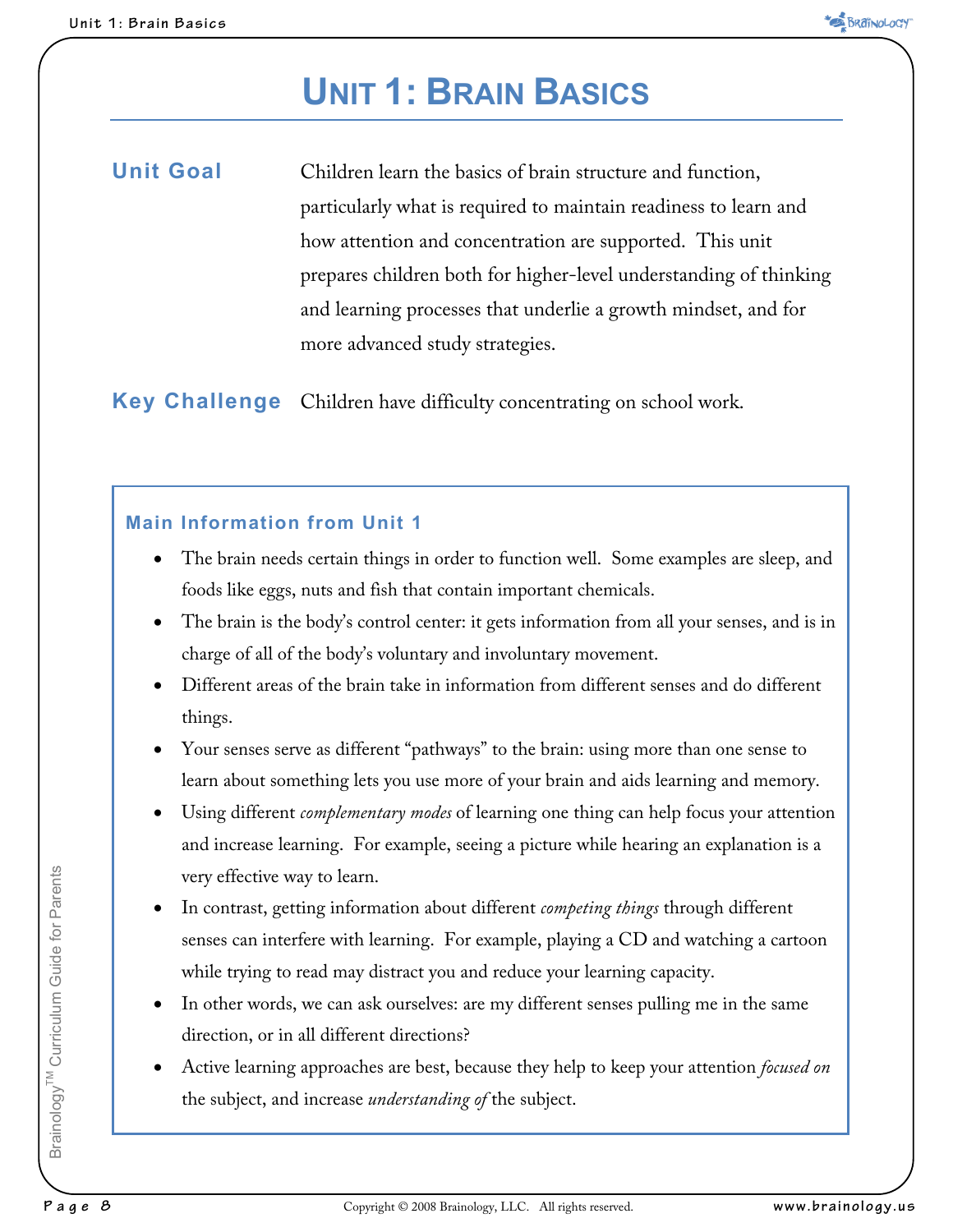# Unit 1: Brain Basics

**Unit Goal**

Children learn the basics of brain structure and function, particularly what is required to maintain readiness to learn and how attention and concentration are supported. This unit prepares children both for higher-level understanding of thinking and learning processes that underlie a growth mindset, and for more advanced study strategies.

**Key Challenge**

Children have difficulty concentrating on school work.

### Main Information from Unit 1

- The brain needs certain things in order to function well. Some examples are sleep, and foods like eggs, nuts and fish that contain important chemicals.
- The brain is the body's control center: it gets information from all your senses, and is in charge of all of the body's voluntary and involuntary movement.
- Different areas of the brain take in information from different senses and do different things.
- Your senses serve as different "pathways" to the brain: using more than one sense to learn about something lets you use more of your brain and aids learning and memory.
- Using different *complementary modes* of learning one thing can help focus your attention and increase learning. For example, seeing a picture while hearing an explanation is a very effective way to learn.
- In contrast, getting information about different *competing things* through different senses can interfere with learning. For example, playing a CD and watching a cartoon while trying to read may distract you and reduce your learning capacity.
- In other words, we can ask ourselves: are my different senses pulling me in the same direction, or in all different directions?
- Active learning approaches are best, because they help to keep your attention *focused on* the subject, and increase *understanding of* the subject.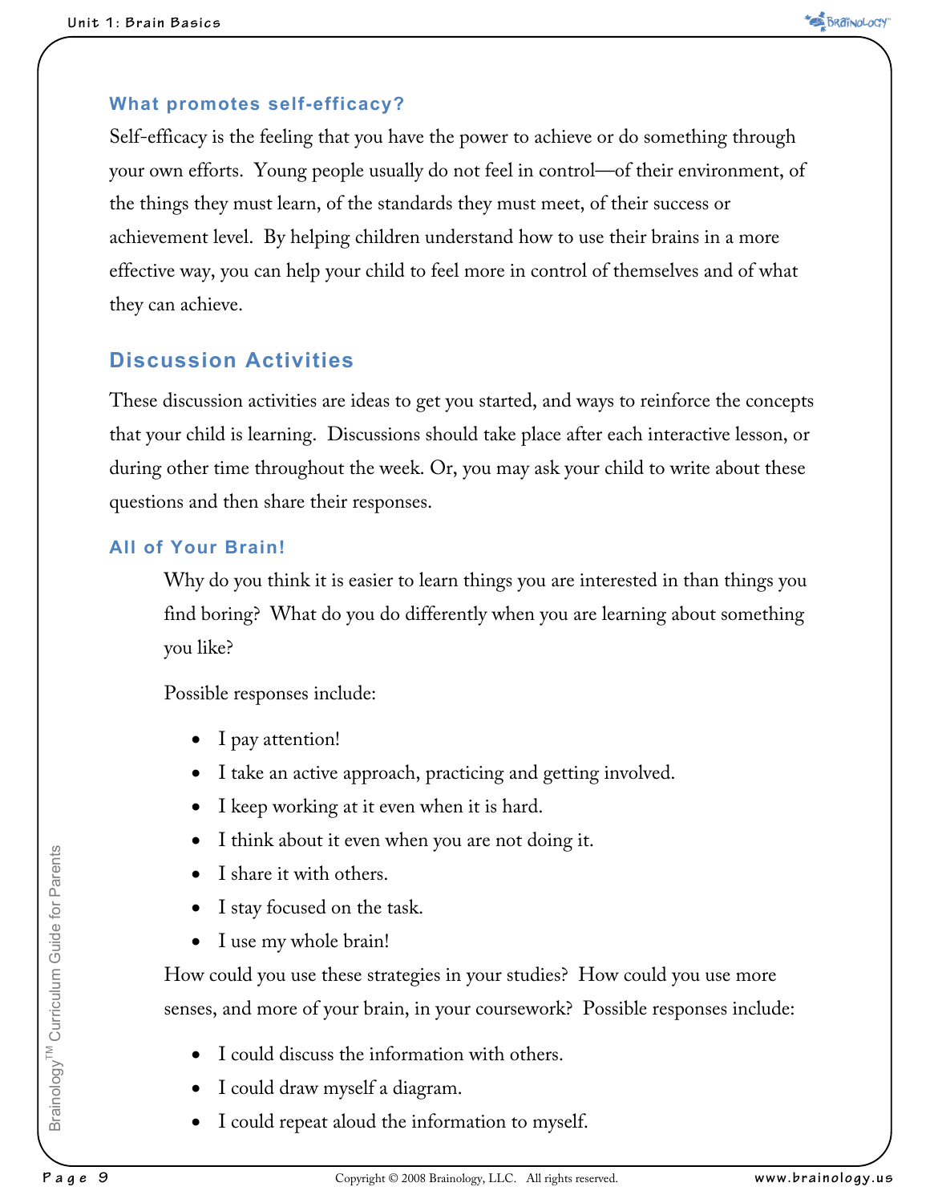### What promotes self-efficacy?

Self-efficacy is the feeling that you have the power to achieve or do something through your own efforts. Young people usually do not feel in control—of their environment, of the things they must learn, of the standards they must meet, of their success or achievement level. By helping children understand how to use their brains in a more effective way, you can help your child to feel more in control of themselves and of what they can achieve.

## Discussion Activities

These discussion activities are ideas to get you started, and ways to reinforce the concepts that your child is learning. Discussions should take place after each interactive lesson, or during other time throughout the week. Or, you may ask your child to write about these questions and then share their responses.

### All of Your Brain!

Why do you think it is easier to learn things you are interested in than things you find boring? What do you do differently when you are learning about something you like?

Possible responses include:

- I pay attention!
- I take an active approach, practicing and getting involved.
- I keep working at it even when it is hard.
- I think about it even when you are not doing it.
- I share it with others.
- I stay focused on the task.
- I use my whole brain!

How could you use these strategies in your studies? How could you use more senses, and more of your brain, in your coursework? Possible responses include:

- I could discuss the information with others.
- I could draw myself a diagram.
- I could repeat aloud the information to myself.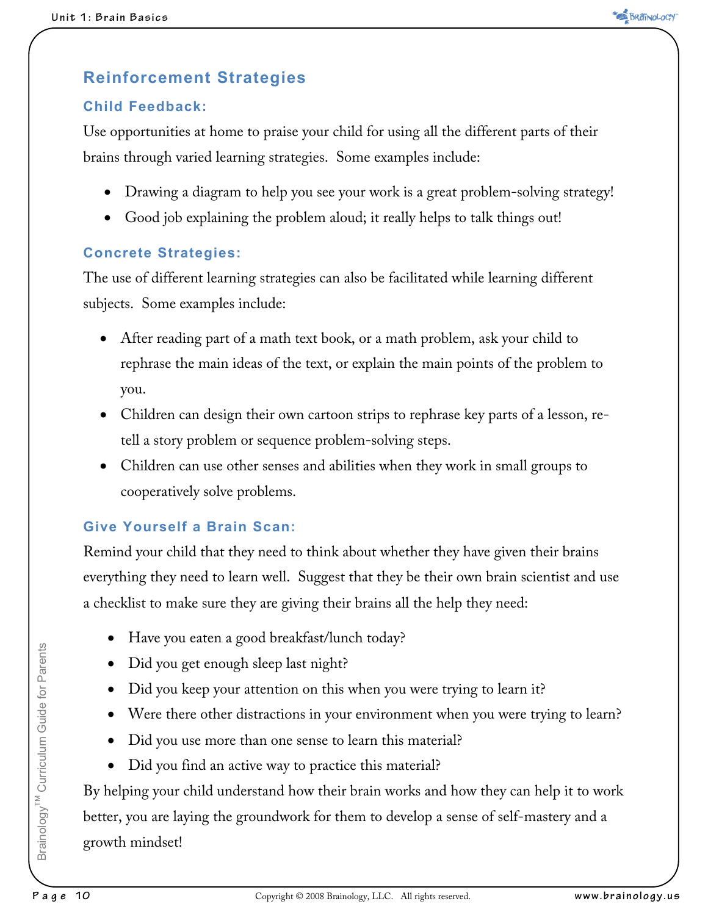## Reinforcement Strategies

### Child Feedback:

Use opportunities at home to praise your child for using all the different parts of their brains through varied learning strategies. Some examples include:

- Drawing a diagram to help you see your work is a great problem-solving strategy!
- Good job explaining the problem aloud; it really helps to talk things out!

### Concrete Strategies:

The use of different learning strategies can also be facilitated while learning different subjects. Some examples include:

- After reading part of a math text book, or a math problem, ask your child to rephrase the main ideas of the text, or explain the main points of the problem to you.
- Children can design their own cartoon strips to rephrase key parts of a lesson, re-tell a story problem or sequence problem-solving steps.
- Children can use other senses and abilities when they work in small groups to cooperatively solve problems.

### Give Yourself a Brain Scan:

Remind your child that they need to think about whether they have given their brains everything they need to learn well. Suggest that they be their own brain scientist and use a checklist to make sure they are giving their brains all the help they need:

- Have you eaten a good breakfast/lunch today?
- Did you get enough sleep last night?
- Did you keep your attention on this when you were trying to learn it?
- Were there other distractions in your environment when you were trying to learn?
- Did you use more than one sense to learn this material?
- Did you find an active way to practice this material?

By helping your child understand how their brain works and how they can help it to work better, you are laying the groundwork for them to develop a sense of self-mastery and a growth mindset!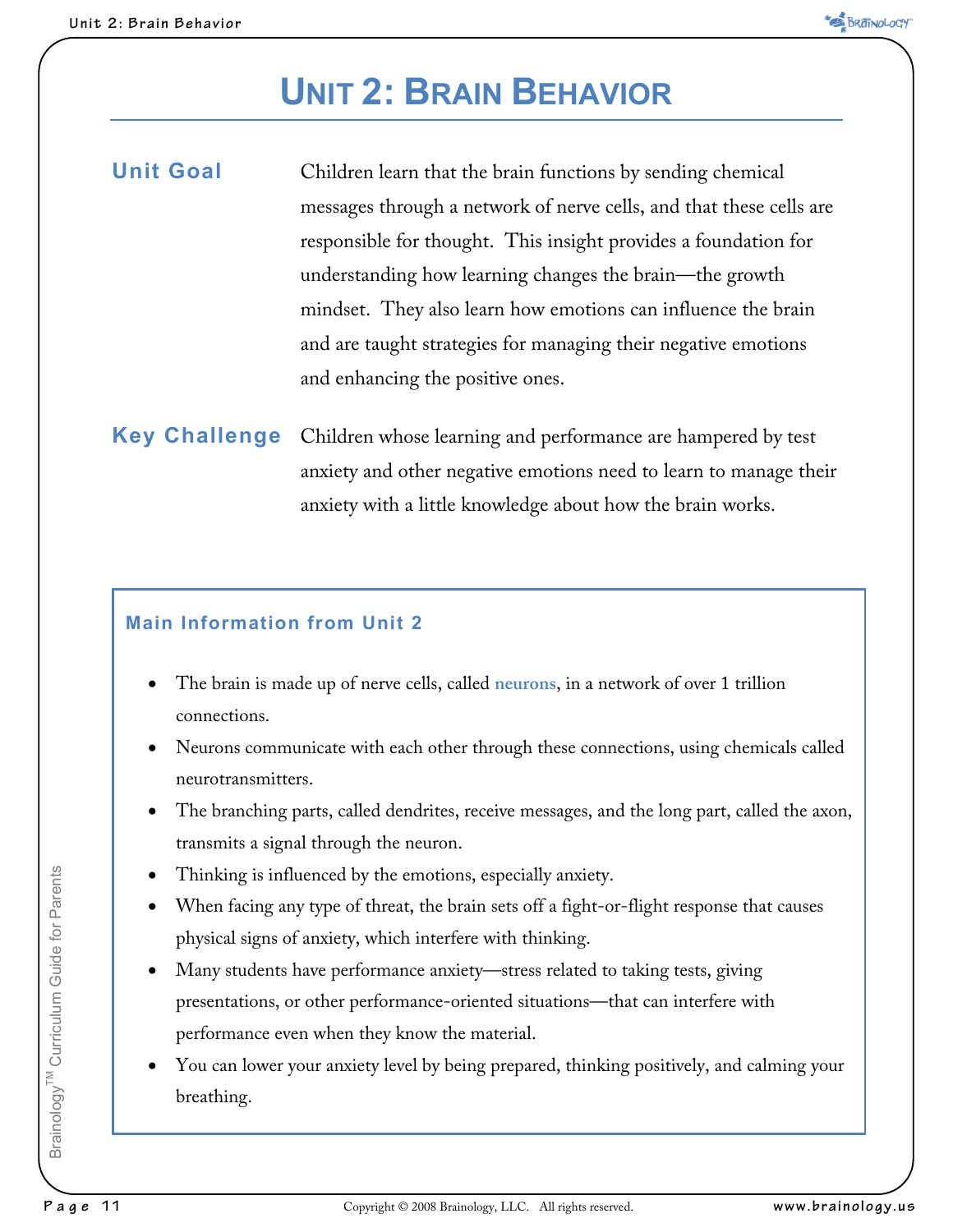# Unit 2: Brain Behavior

**Unit Goal**

Children learn that the brain functions by sending chemical messages through a network of nerve cells, and that these cells are responsible for thought. This insight provides a foundation for understanding how learning changes the brain—the growth mindset. They also learn how emotions can influence the brain and are taught strategies for managing their negative emotions and enhancing the positive ones.

**Key Challenge**

Children whose learning and performance are hampered by test anxiety and other negative emotions need to learn to manage their anxiety with a little knowledge about how the brain works.

### Main Information from Unit 2

- The brain is made up of nerve cells, called **neurons**, in a network of over 1 trillion connections.
- Neurons communicate with each other through these connections, using chemicals called neurotransmitters.
- The branching parts, called dendrites, receive messages, and the long part, called the axon, transmits a signal through the neuron.
- Thinking is influenced by the emotions, especially anxiety.
- When facing any type of threat, the brain sets off a fight-or-flight response that causes physical signs of anxiety, which interfere with thinking.
- Many students have performance anxiety—stress related to taking tests, giving presentations, or other performance-oriented situations—that can interfere with performance even when they know the material.
- You can lower your anxiety level by being prepared, thinking positively, and calming your breathing.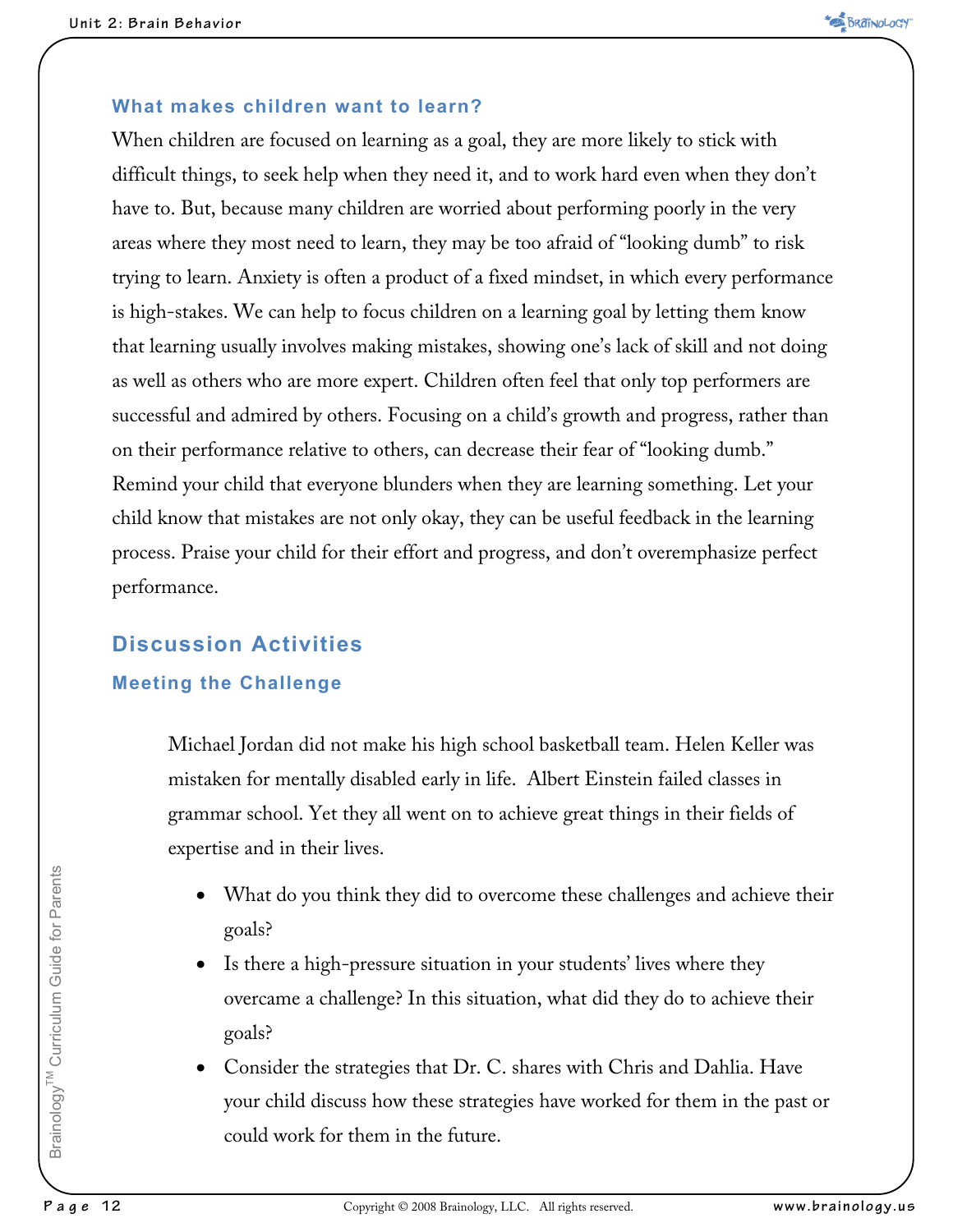### What makes children want to learn?

When children are focused on learning as a goal, they are more likely to stick with difficult things, to seek help when they need it, and to work hard even when they don't have to. But, because many children are worried about performing poorly in the very areas where they most need to learn, they may be too afraid of "looking dumb" to risk trying to learn. Anxiety is often a product of a fixed mindset, in which every performance is high-stakes. We can help to focus children on a learning goal by letting them know that learning usually involves making mistakes, showing one's lack of skill and not doing as well as others who are more expert. Children often feel that only top performers are successful and admired by others. Focusing on a child's growth and progress, rather than on their performance relative to others, can decrease their fear of "looking dumb." Remind your child that everyone blunders when they are learning something. Let your child know that mistakes are not only okay, they can be useful feedback in the learning process. Praise your child for their effort and progress, and don't overemphasize perfect performance.

## Discussion Activities

### Meeting the Challenge

Michael Jordan did not make his high school basketball team. Helen Keller was mistaken for mentally disabled early in life. Albert Einstein failed classes in grammar school. Yet they all went on to achieve great things in their fields of expertise and in their lives.

- What do you think they did to overcome these challenges and achieve their goals?
- Is there a high-pressure situation in your students' lives where they overcame a challenge? In this situation, what did they do to achieve their goals?
- Consider the strategies that Dr. C. shares with Chris and Dahlia. Have your child discuss how these strategies have worked for them in the past or could work for them in the future.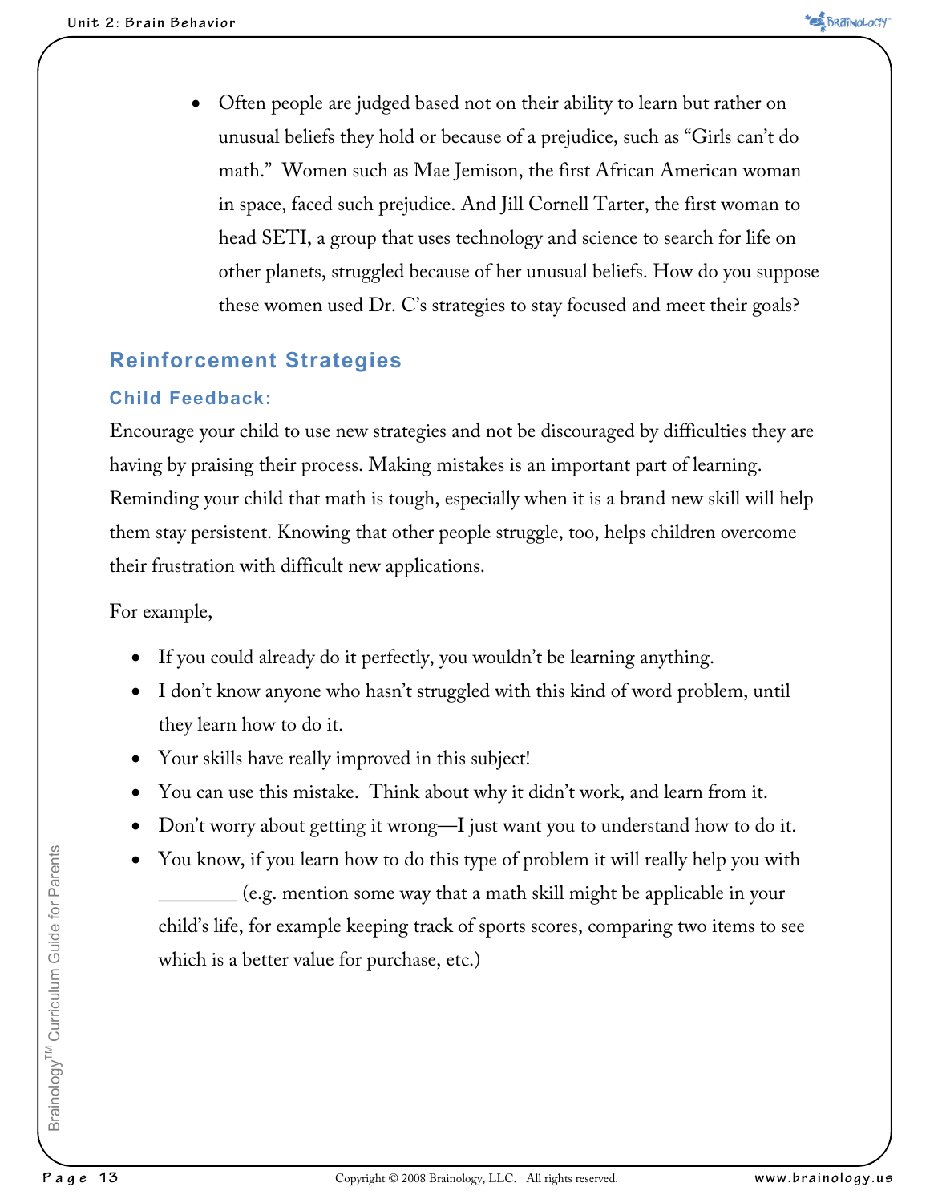- Often people are judged based not on their ability to learn but rather on unusual beliefs they hold or because of a prejudice, such as "Girls can't do math." Women such as Mae Jemison, the first African American woman in space, faced such prejudice. And Jill Cornell Tarter, the first woman to head SETI, a group that uses technology and science to search for life on other planets, struggled because of her unusual beliefs. How do you suppose these women used Dr. C's strategies to stay focused and meet their goals?

## Reinforcement Strategies

### Child Feedback:

Encourage your child to use new strategies and not be discouraged by difficulties they are having by praising their process. Making mistakes is an important part of learning. Reminding your child that math is tough, especially when it is a brand new skill will help them stay persistent. Knowing that other people struggle, too, helps children overcome their frustration with difficult new applications.

For example,

- If you could already do it perfectly, you wouldn't be learning anything.
- I don't know anyone who hasn't struggled with this kind of word problem, until they learn how to do it.
- Your skills have really improved in this subject!
- You can use this mistake. Think about why it didn't work, and learn from it.
- Don't worry about getting it wrong—I just want you to understand how to do it.
- You know, if you learn how to do this type of problem it will really help you with ________ (e.g. mention some way that a math skill might be applicable in your child's life, for example keeping track of sports scores, comparing two items to see which is a better value for purchase, etc.)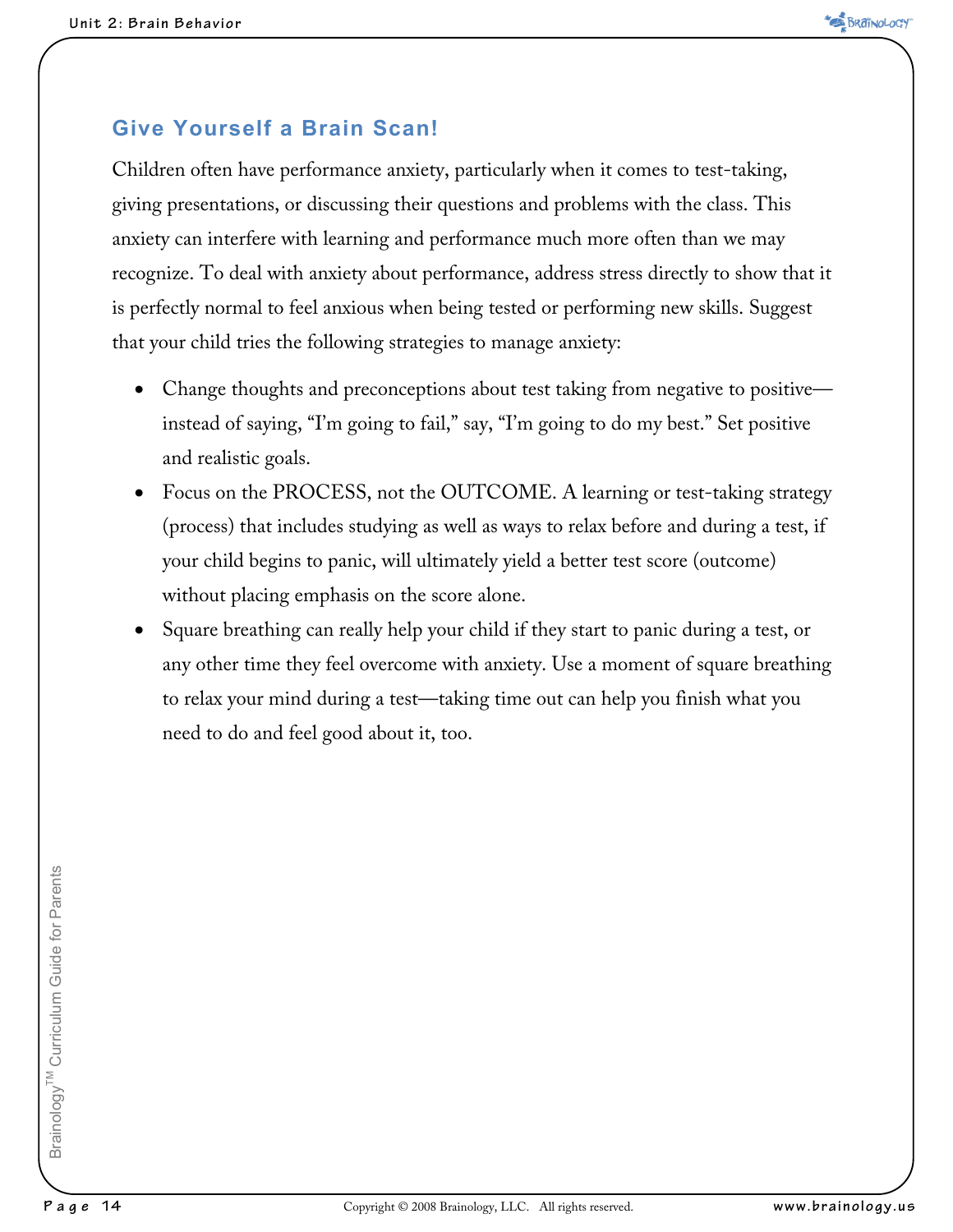## Give Yourself a Brain Scan!

Children often have performance anxiety, particularly when it comes to test-taking, giving presentations, or discussing their questions and problems with the class. This anxiety can interfere with learning and performance much more often than we may recognize. To deal with anxiety about performance, address stress directly to show that it is perfectly normal to feel anxious when being tested or performing new skills. Suggest that your child tries the following strategies to manage anxiety:

- Change thoughts and preconceptions about test taking from negative to positive—instead of saying, "I'm going to fail," say, "I'm going to do my best." Set positive and realistic goals.
- Focus on the PROCESS, not the OUTCOME. A learning or test-taking strategy (process) that includes studying as well as ways to relax before and during a test, if your child begins to panic, will ultimately yield a better test score (outcome) without placing emphasis on the score alone.
- Square breathing can really help your child if they start to panic during a test, or any other time they feel overcome with anxiety. Use a moment of square breathing to relax your mind during a test—taking time out can help you finish what you need to do and feel good about it, too.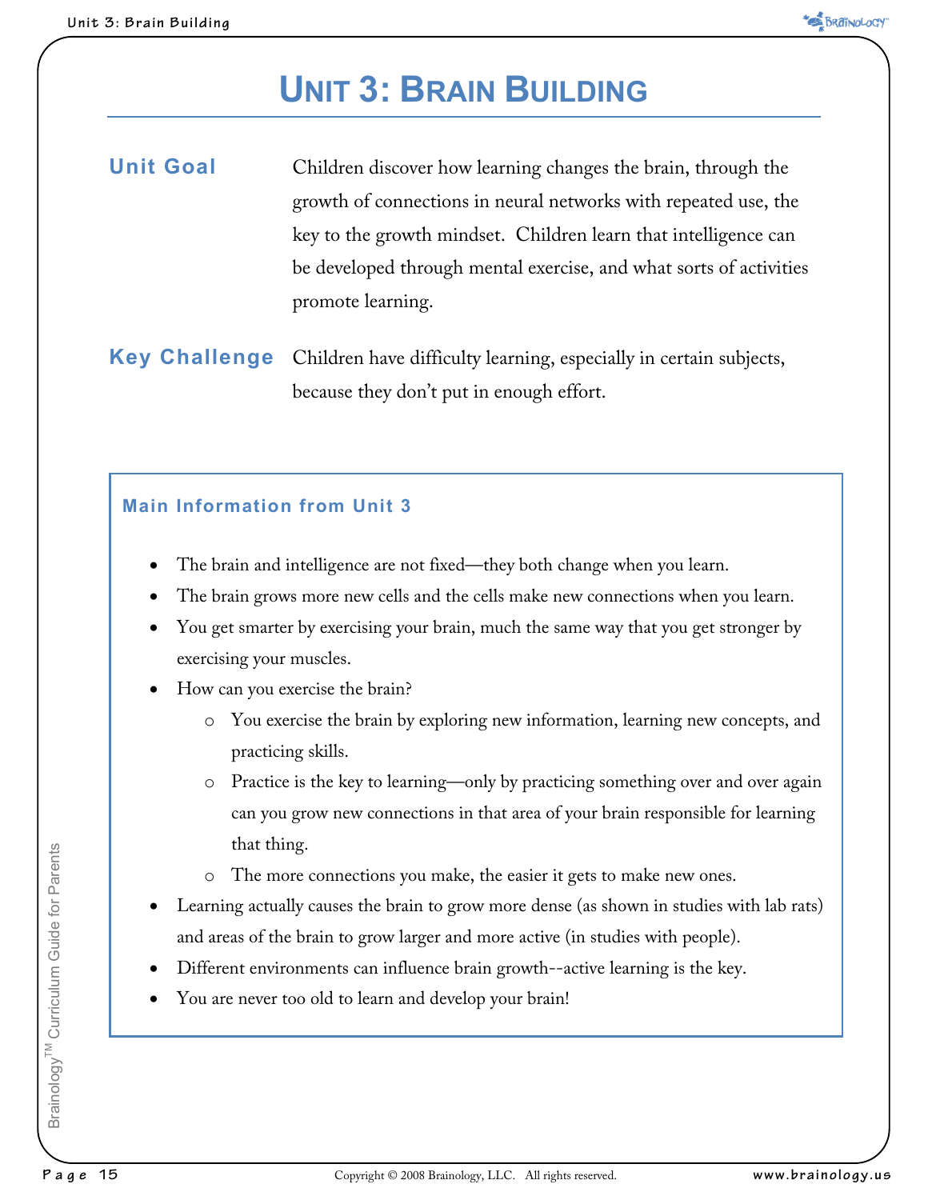# UNIT 3: BRAIN BUILDING

**Unit Goal**

Children discover how learning changes the brain, through the growth of connections in neural networks with repeated use, the key to the growth mindset. Children learn that intelligence can be developed through mental exercise, and what sorts of activities promote learning.

**Key Challenge**

Children have difficulty learning, especially in certain subjects, because they don't put in enough effort.

### Main Information from Unit 3

- The brain and intelligence are not fixed—they both change when you learn.
- The brain grows more new cells and the cells make new connections when you learn.
- You get smarter by exercising your brain, much the same way that you get stronger by exercising your muscles.
- How can you exercise the brain?
  - You exercise the brain by exploring new information, learning new concepts, and practicing skills.
  - Practice is the key to learning—only by practicing something over and over again can you grow new connections in that area of your brain responsible for learning that thing.
  - The more connections you make, the easier it gets to make new ones.
- Learning actually causes the brain to grow more dense (as shown in studies with lab rats) and areas of the brain to grow larger and more active (in studies with people).
- Different environments can influence brain growth--active learning is the key.
- You are never too old to learn and develop your brain!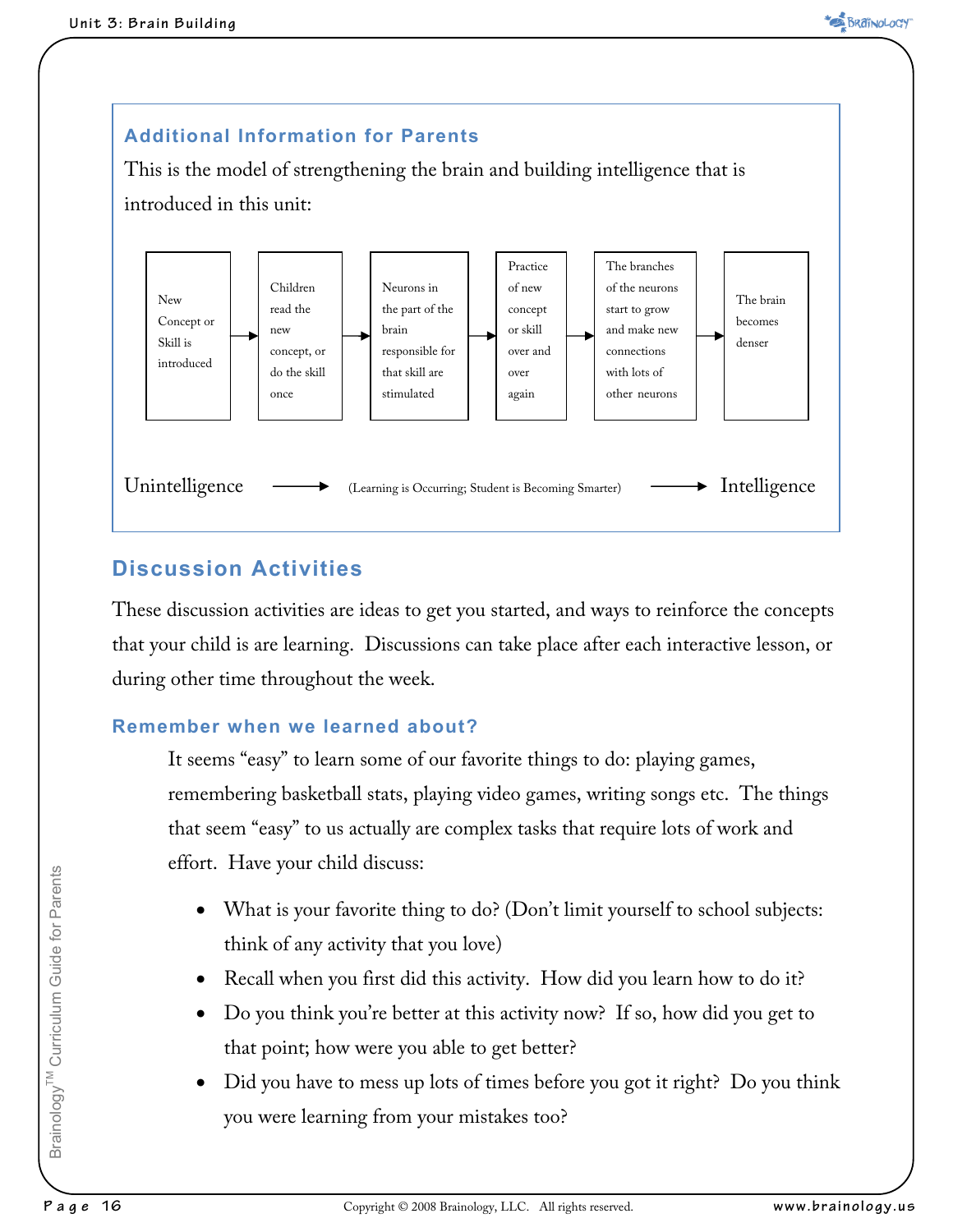## Additional Information for Parents

This is the model of strengthening the brain and building intelligence that is introduced in this unit:

New Concept or Skill is introduced → Children read the new concept, or do the skill once → Neurons in the part of the brain responsible for that skill are stimulated → Practice of new concept or skill over and over again → The branches of the neurons start to grow and make new connections with lots of other neurons → The brain becomes denser

Unintelligence → (Learning is Occurring; Student is Becoming Smarter) → Intelligence

## Discussion Activities

These discussion activities are ideas to get you started, and ways to reinforce the concepts that your child is are learning. Discussions can take place after each interactive lesson, or during other time throughout the week.

### Remember when we learned about?

It seems "easy" to learn some of our favorite things to do: playing games, remembering basketball stats, playing video games, writing songs etc. The things that seem "easy" to us actually are complex tasks that require lots of work and effort. Have your child discuss:

- What is your favorite thing to do? (Don't limit yourself to school subjects: think of any activity that you love)
- Recall when you first did this activity. How did you learn how to do it?
- Do you think you're better at this activity now? If so, how did you get to that point; how were you able to get better?
- Did you have to mess up lots of times before you got it right? Do you think you were learning from your mistakes too?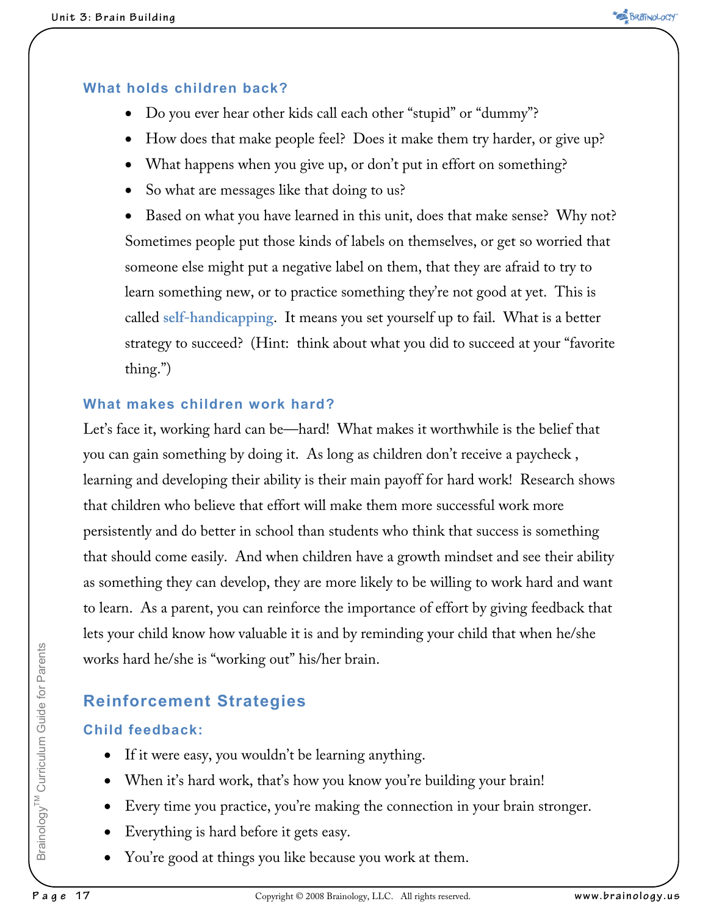### What holds children back?

- Do you ever hear other kids call each other "stupid" or "dummy"?
- How does that make people feel? Does it make them try harder, or give up?
- What happens when you give up, or don't put in effort on something?
- So what are messages like that doing to us?
- Based on what you have learned in this unit, does that make sense? Why not?

Sometimes people put those kinds of labels on themselves, or get so worried that someone else might put a negative label on them, that they are afraid to try to learn something new, or to practice something they're not good at yet. This is called **self-handicapping**. It means you set yourself up to fail. What is a better strategy to succeed? (Hint: think about what you did to succeed at your "favorite thing.")

### What makes children work hard?

Let's face it, working hard can be—hard! What makes it worthwhile is the belief that you can gain something by doing it. As long as children don't receive a paycheck , learning and developing their ability is their main payoff for hard work! Research shows that children who believe that effort will make them more successful work more persistently and do better in school than students who think that success is something that should come easily. And when children have a growth mindset and see their ability as something they can develop, they are more likely to be willing to work hard and want to learn. As a parent, you can reinforce the importance of effort by giving feedback that lets your child know how valuable it is and by reminding your child that when he/she works hard he/she is "working out" his/her brain.

## Reinforcement Strategies

### Child feedback:

- If it were easy, you wouldn't be learning anything.
- When it's hard work, that's how you know you're building your brain!
- Every time you practice, you're making the connection in your brain stronger.
- Everything is hard before it gets easy.
- You're good at things you like because you work at them.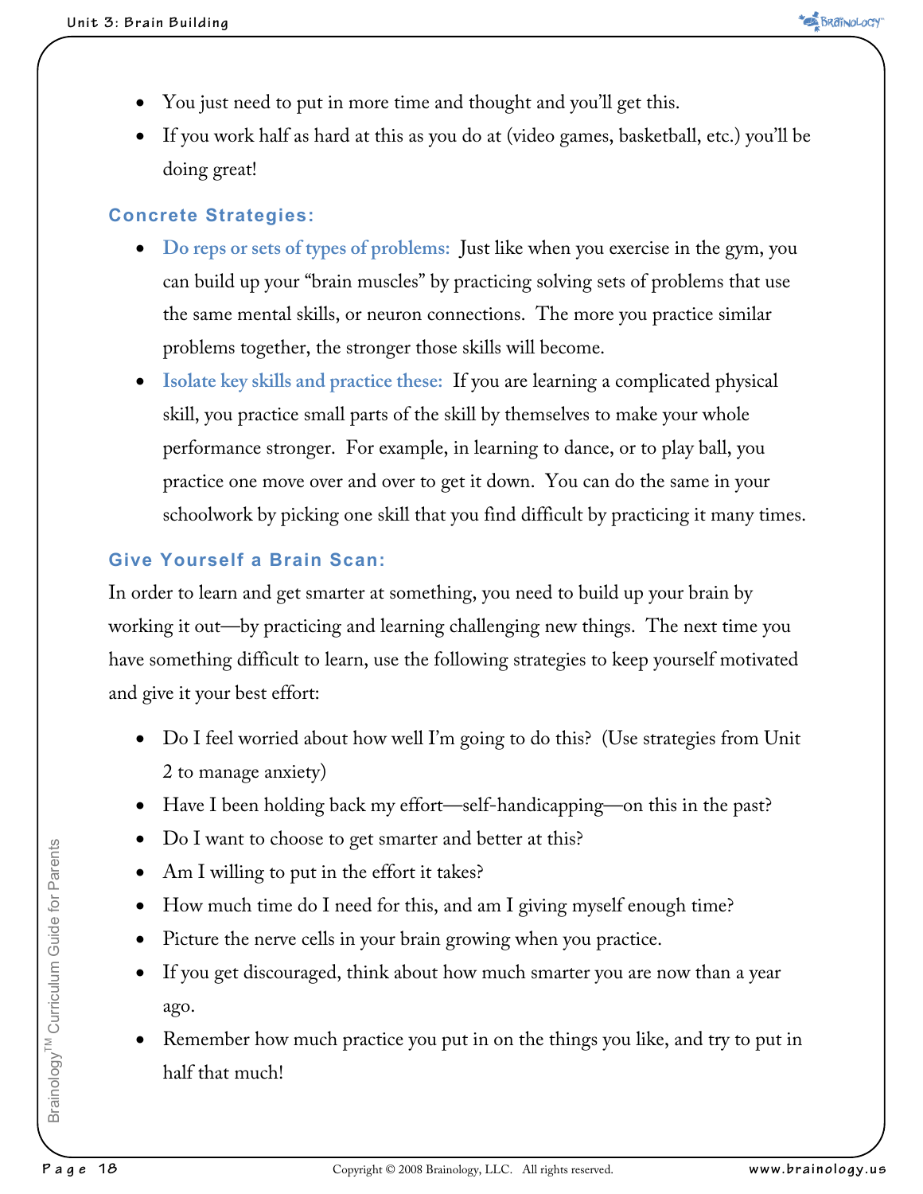- You just need to put in more time and thought and you'll get this.
- If you work half as hard at this as you do at (video games, basketball, etc.) you'll be doing great!

### Concrete Strategies:

- **Do reps or sets of types of problems:** Just like when you exercise in the gym, you can build up your "brain muscles" by practicing solving sets of problems that use the same mental skills, or neuron connections. The more you practice similar problems together, the stronger those skills will become.
- **Isolate key skills and practice these:** If you are learning a complicated physical skill, you practice small parts of the skill by themselves to make your whole performance stronger. For example, in learning to dance, or to play ball, you practice one move over and over to get it down. You can do the same in your schoolwork by picking one skill that you find difficult by practicing it many times.

### Give Yourself a Brain Scan:

In order to learn and get smarter at something, you need to build up your brain by working it out—by practicing and learning challenging new things. The next time you have something difficult to learn, use the following strategies to keep yourself motivated and give it your best effort:

- Do I feel worried about how well I'm going to do this? (Use strategies from Unit 2 to manage anxiety)
- Have I been holding back my effort—self-handicapping—on this in the past?
- Do I want to choose to get smarter and better at this?
- Am I willing to put in the effort it takes?
- How much time do I need for this, and am I giving myself enough time?
- Picture the nerve cells in your brain growing when you practice.
- If you get discouraged, think about how much smarter you are now than a year ago.
- Remember how much practice you put in on the things you like, and try to put in half that much!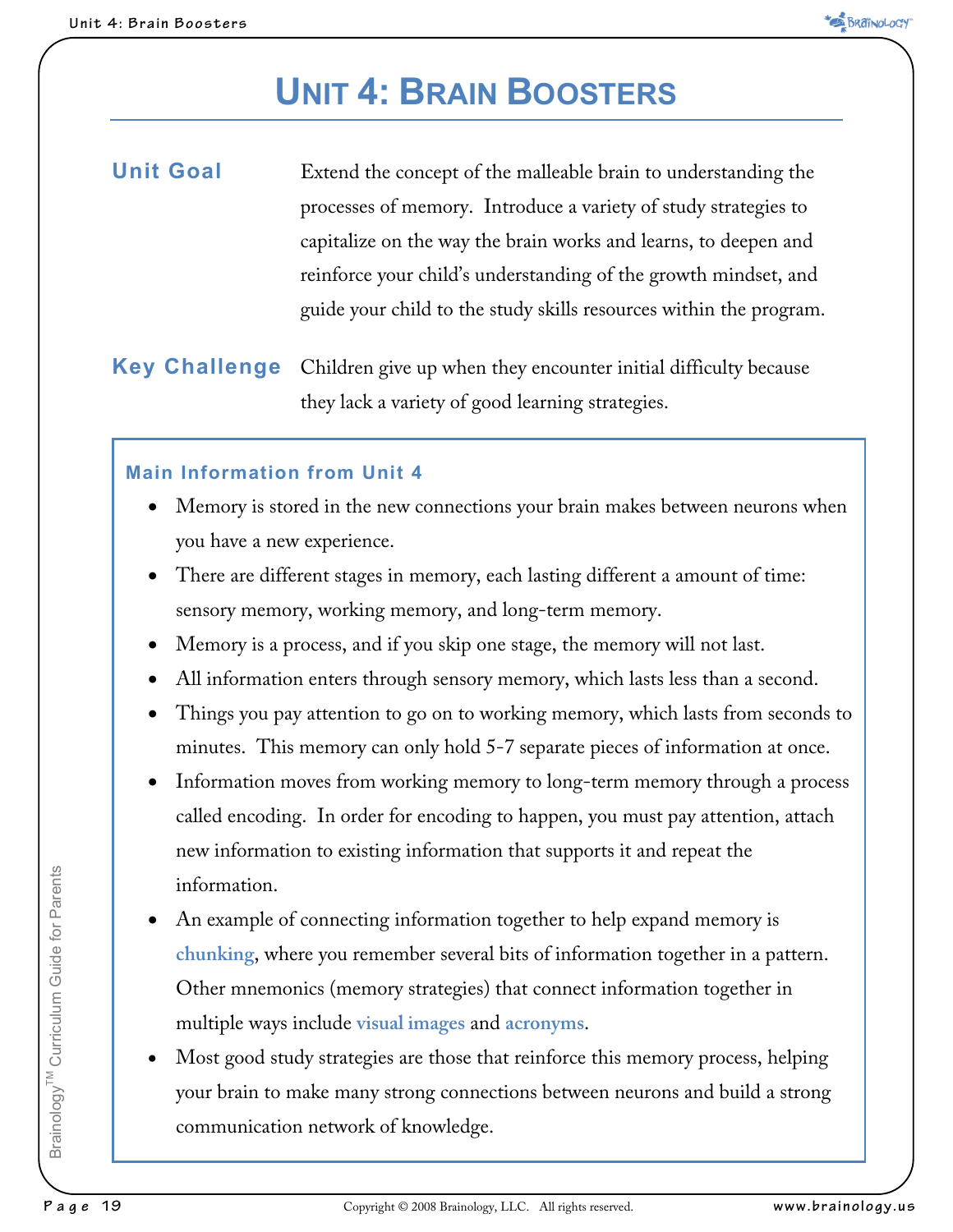# UNIT 4: BRAIN BOOSTERS

**Unit Goal** Extend the concept of the malleable brain to understanding the processes of memory. Introduce a variety of study strategies to capitalize on the way the brain works and learns, to deepen and reinforce your child's understanding of the growth mindset, and guide your child to the study skills resources within the program.

**Key Challenge** Children give up when they encounter initial difficulty because they lack a variety of good learning strategies.

### Main Information from Unit 4

- Memory is stored in the new connections your brain makes between neurons when you have a new experience.
- There are different stages in memory, each lasting different a amount of time: sensory memory, working memory, and long-term memory.
- Memory is a process, and if you skip one stage, the memory will not last.
- All information enters through sensory memory, which lasts less than a second.
- Things you pay attention to go on to working memory, which lasts from seconds to minutes. This memory can only hold 5-7 separate pieces of information at once.
- Information moves from working memory to long-term memory through a process called encoding. In order for encoding to happen, you must pay attention, attach new information to existing information that supports it and repeat the information.
- An example of connecting information together to help expand memory is **chunking**, where you remember several bits of information together in a pattern. Other mnemonics (memory strategies) that connect information together in multiple ways include **visual images** and **acronyms**.
- Most good study strategies are those that reinforce this memory process, helping your brain to make many strong connections between neurons and build a strong communication network of knowledge.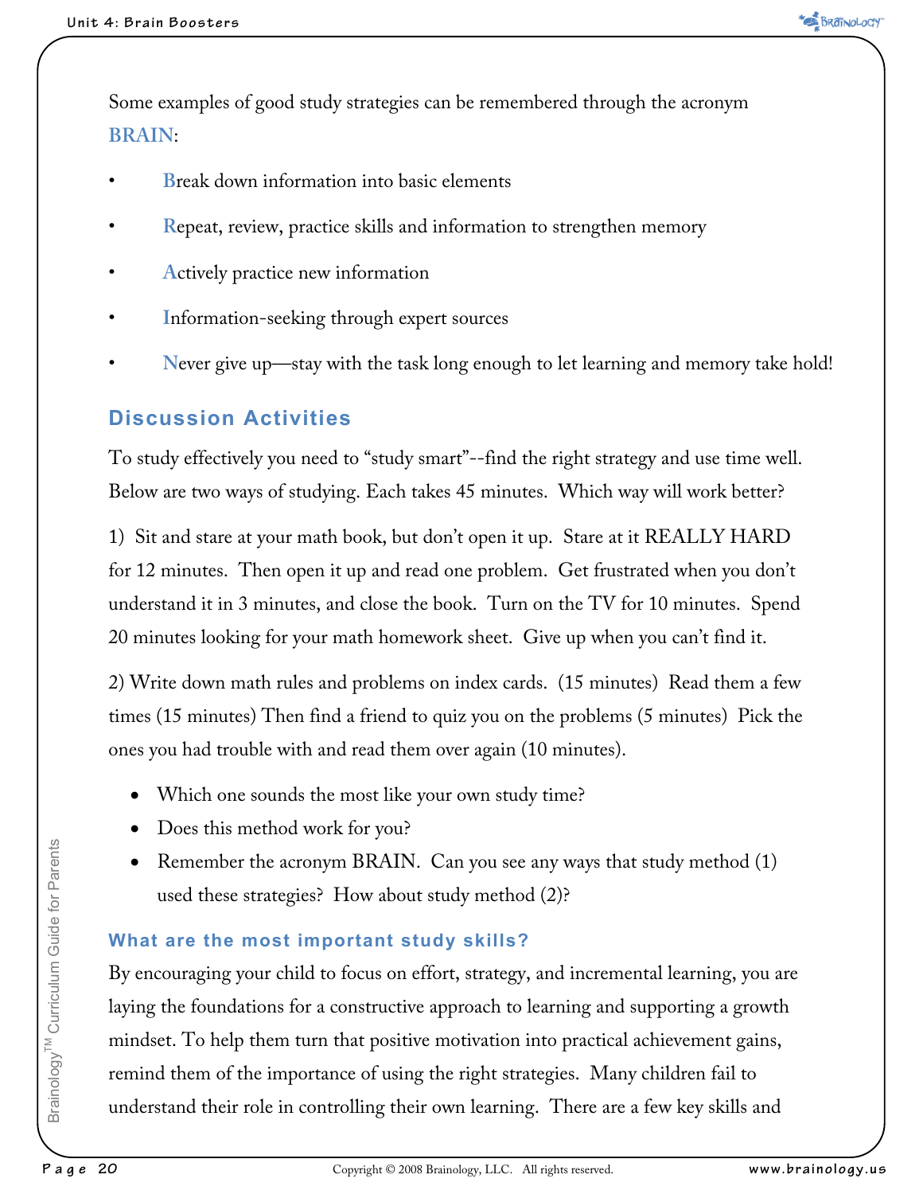Some examples of good study strategies can be remembered through the acronym **BRAIN**:

- **B**reak down information into basic elements
- **R**epeat, review, practice skills and information to strengthen memory
- **A**ctively practice new information
- **I**nformation-seeking through expert sources
- **N**ever give up—stay with the task long enough to let learning and memory take hold!

## Discussion Activities

To study effectively you need to "study smart"--find the right strategy and use time well. Below are two ways of studying. Each takes 45 minutes. Which way will work better?

1) Sit and stare at your math book, but don't open it up. Stare at it REALLY HARD for 12 minutes. Then open it up and read one problem. Get frustrated when you don't understand it in 3 minutes, and close the book. Turn on the TV for 10 minutes. Spend 20 minutes looking for your math homework sheet. Give up when you can't find it.

2) Write down math rules and problems on index cards. (15 minutes) Read them a few times (15 minutes) Then find a friend to quiz you on the problems (5 minutes) Pick the ones you had trouble with and read them over again (10 minutes).

- Which one sounds the most like your own study time?
- Does this method work for you?
- Remember the acronym BRAIN. Can you see any ways that study method (1) used these strategies? How about study method (2)?

### What are the most important study skills?

By encouraging your child to focus on effort, strategy, and incremental learning, you are laying the foundations for a constructive approach to learning and supporting a growth mindset. To help them turn that positive motivation into practical achievement gains, remind them of the importance of using the right strategies. Many children fail to understand their role in controlling their own learning. There are a few key skills and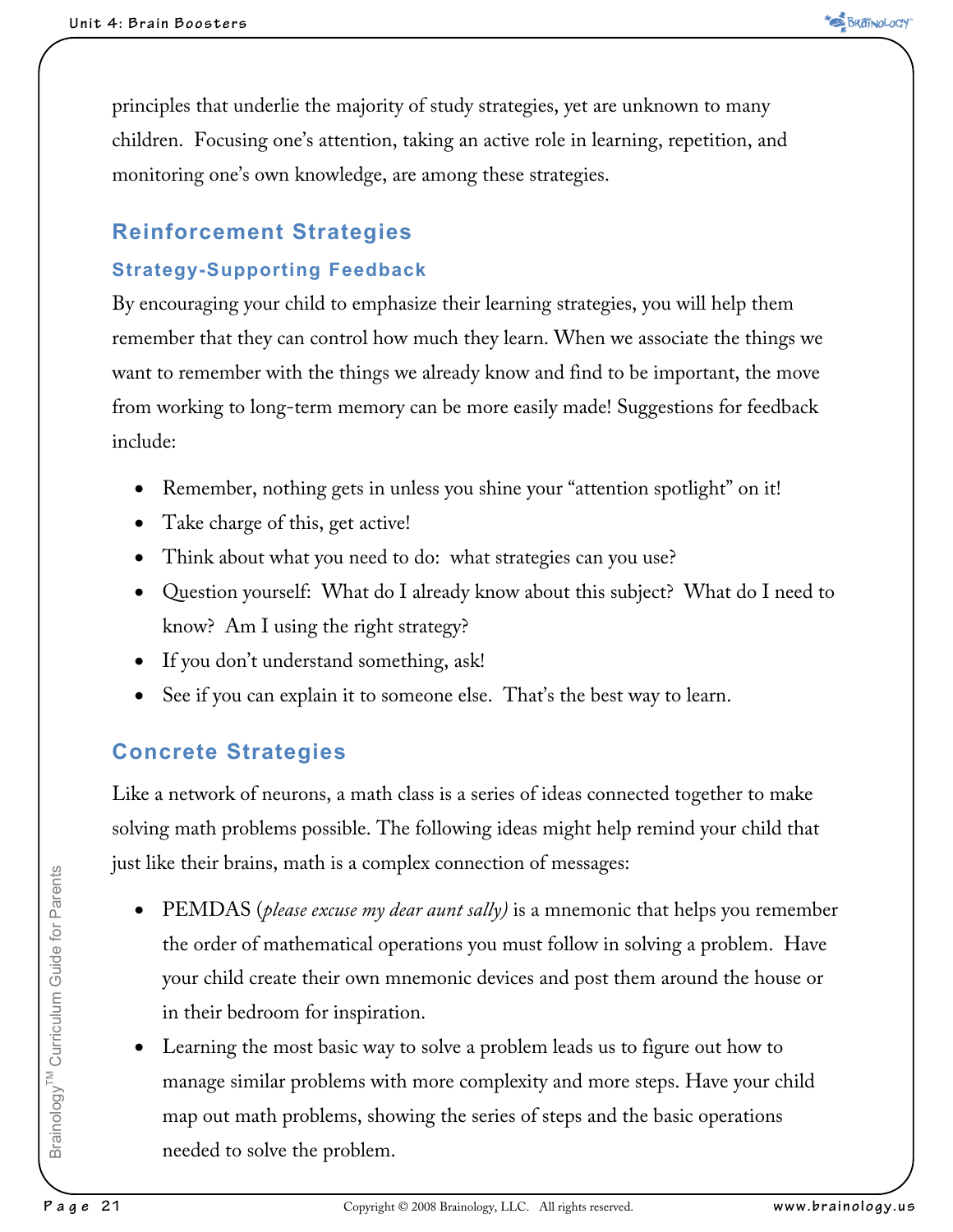principles that underlie the majority of study strategies, yet are unknown to many children. Focusing one's attention, taking an active role in learning, repetition, and monitoring one's own knowledge, are among these strategies.

## Reinforcement Strategies

### Strategy-Supporting Feedback

By encouraging your child to emphasize their learning strategies, you will help them remember that they can control how much they learn. When we associate the things we want to remember with the things we already know and find to be important, the move from working to long-term memory can be more easily made! Suggestions for feedback include:

- Remember, nothing gets in unless you shine your "attention spotlight" on it!
- Take charge of this, get active!
- Think about what you need to do: what strategies can you use?
- Question yourself: What do I already know about this subject? What do I need to know? Am I using the right strategy?
- If you don't understand something, ask!
- See if you can explain it to someone else. That's the best way to learn.

## Concrete Strategies

Like a network of neurons, a math class is a series of ideas connected together to make solving math problems possible. The following ideas might help remind your child that just like their brains, math is a complex connection of messages:

- PEMDAS (*please excuse my dear aunt sally)* is a mnemonic that helps you remember the order of mathematical operations you must follow in solving a problem. Have your child create their own mnemonic devices and post them around the house or in their bedroom for inspiration.
- Learning the most basic way to solve a problem leads us to figure out how to manage similar problems with more complexity and more steps. Have your child map out math problems, showing the series of steps and the basic operations needed to solve the problem.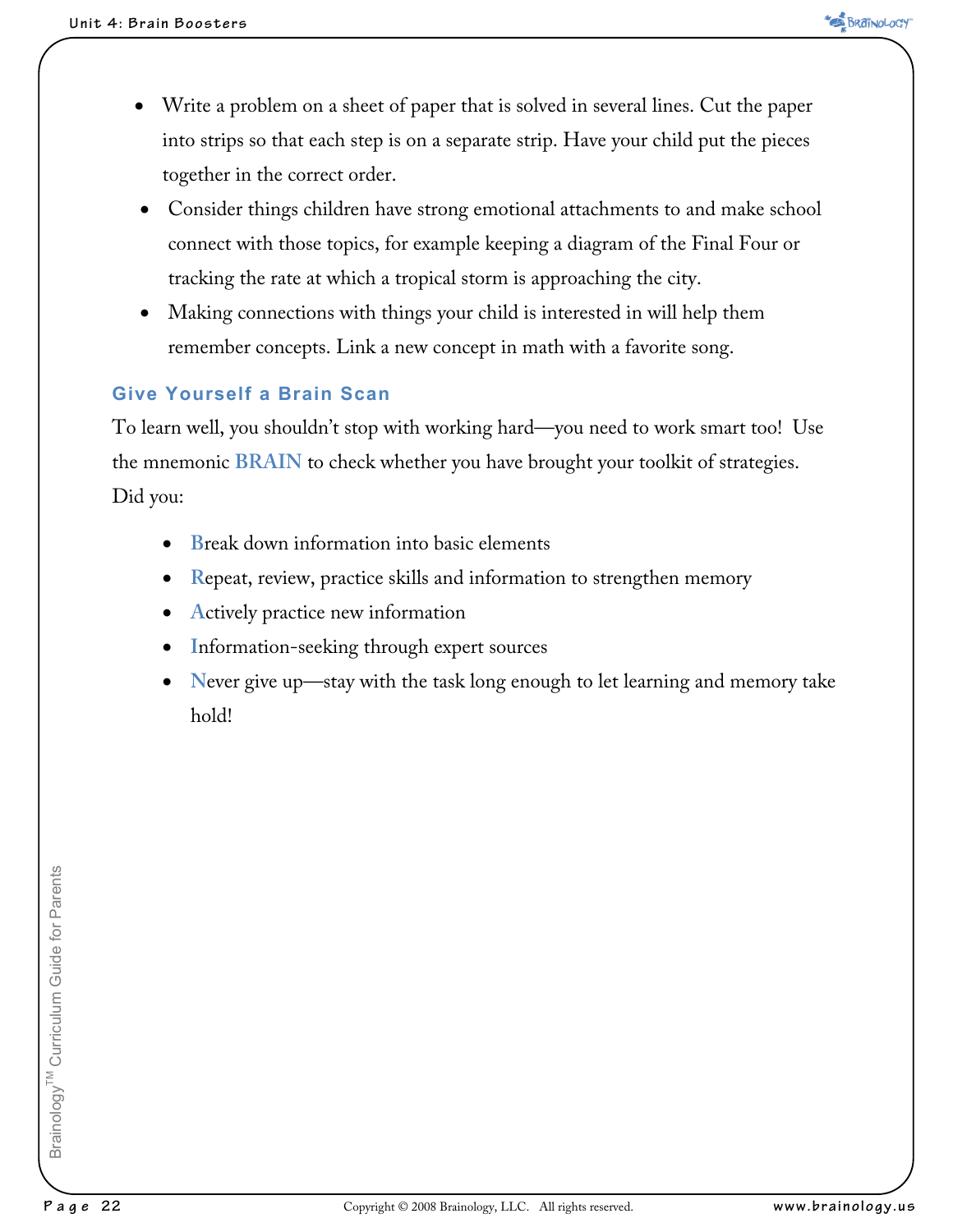- Write a problem on a sheet of paper that is solved in several lines. Cut the paper into strips so that each step is on a separate strip. Have your child put the pieces together in the correct order.
- Consider things children have strong emotional attachments to and make school connect with those topics, for example keeping a diagram of the Final Four or tracking the rate at which a tropical storm is approaching the city.
- Making connections with things your child is interested in will help them remember concepts. Link a new concept in math with a favorite song.

### Give Yourself a Brain Scan

To learn well, you shouldn't stop with working hard—you need to work smart too! Use the mnemonic **BRAIN** to check whether you have brought your toolkit of strategies. Did you:

- **B**reak down information into basic elements
- **R**epeat, review, practice skills and information to strengthen memory
- **A**ctively practice new information
- **I**nformation-seeking through expert sources
- **N**ever give up—stay with the task long enough to let learning and memory take hold!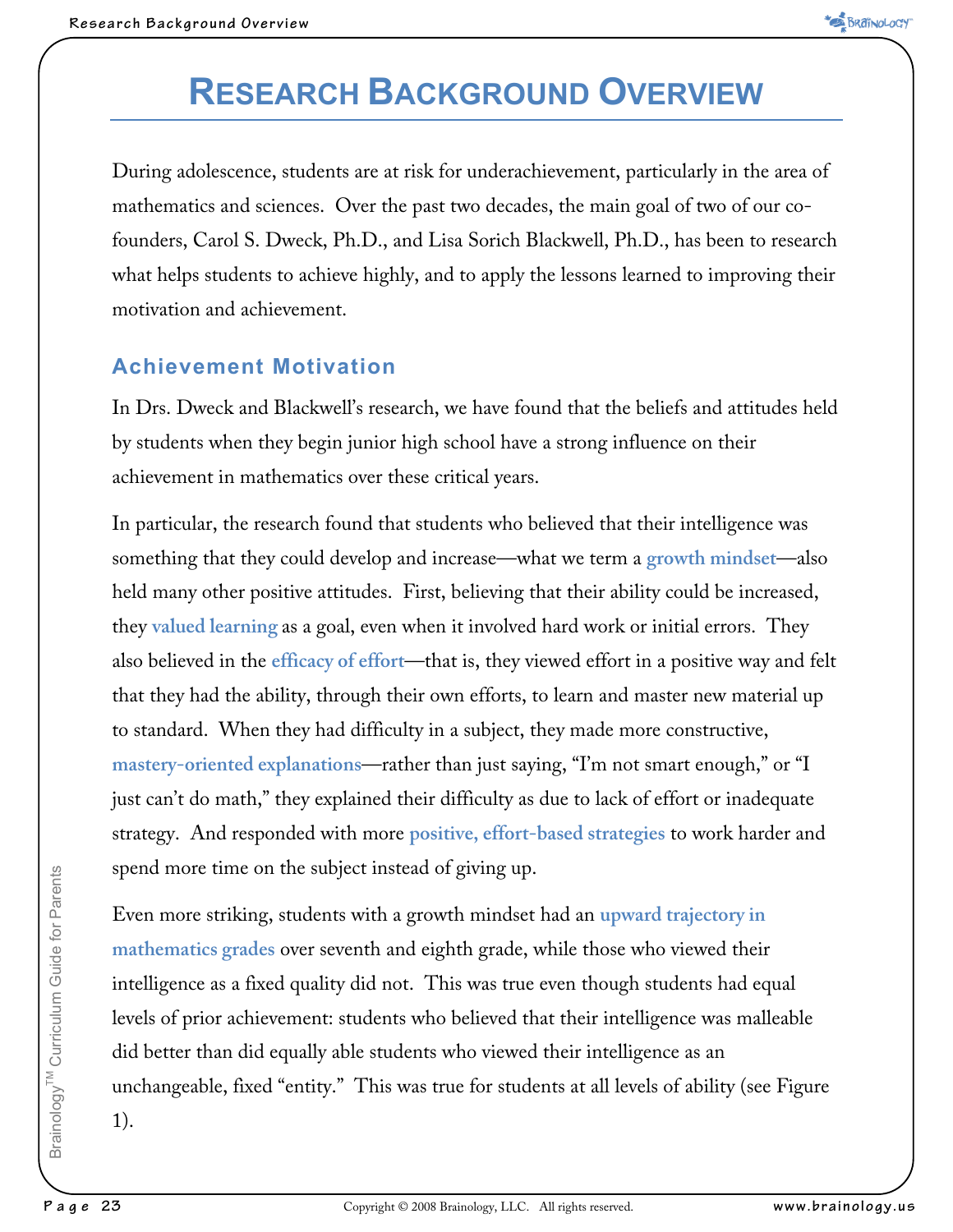# Research Background Overview

During adolescence, students are at risk for underachievement, particularly in the area of mathematics and sciences. Over the past two decades, the main goal of two of our co-founders, Carol S. Dweck, Ph.D., and Lisa Sorich Blackwell, Ph.D., has been to research what helps students to achieve highly, and to apply the lessons learned to improving their motivation and achievement.

## Achievement Motivation

In Drs. Dweck and Blackwell's research, we have found that the beliefs and attitudes held by students when they begin junior high school have a strong influence on their achievement in mathematics over these critical years.

In particular, the research found that students who believed that their intelligence was something that they could develop and increase—what we term a **growth mindset**—also held many other positive attitudes. First, believing that their ability could be increased, they **valued learning** as a goal, even when it involved hard work or initial errors. They also believed in the **efficacy of effort**—that is, they viewed effort in a positive way and felt that they had the ability, through their own efforts, to learn and master new material up to standard. When they had difficulty in a subject, they made more constructive, **mastery-oriented explanations**—rather than just saying, "I'm not smart enough," or "I just can't do math," they explained their difficulty as due to lack of effort or inadequate strategy. And responded with more **positive, effort-based strategies** to work harder and spend more time on the subject instead of giving up.

Even more striking, students with a growth mindset had an **upward trajectory in mathematics grades** over seventh and eighth grade, while those who viewed their intelligence as a fixed quality did not. This was true even though students had equal levels of prior achievement: students who believed that their intelligence was malleable did better than did equally able students who viewed their intelligence as an unchangeable, fixed "entity." This was true for students at all levels of ability (see Figure 1).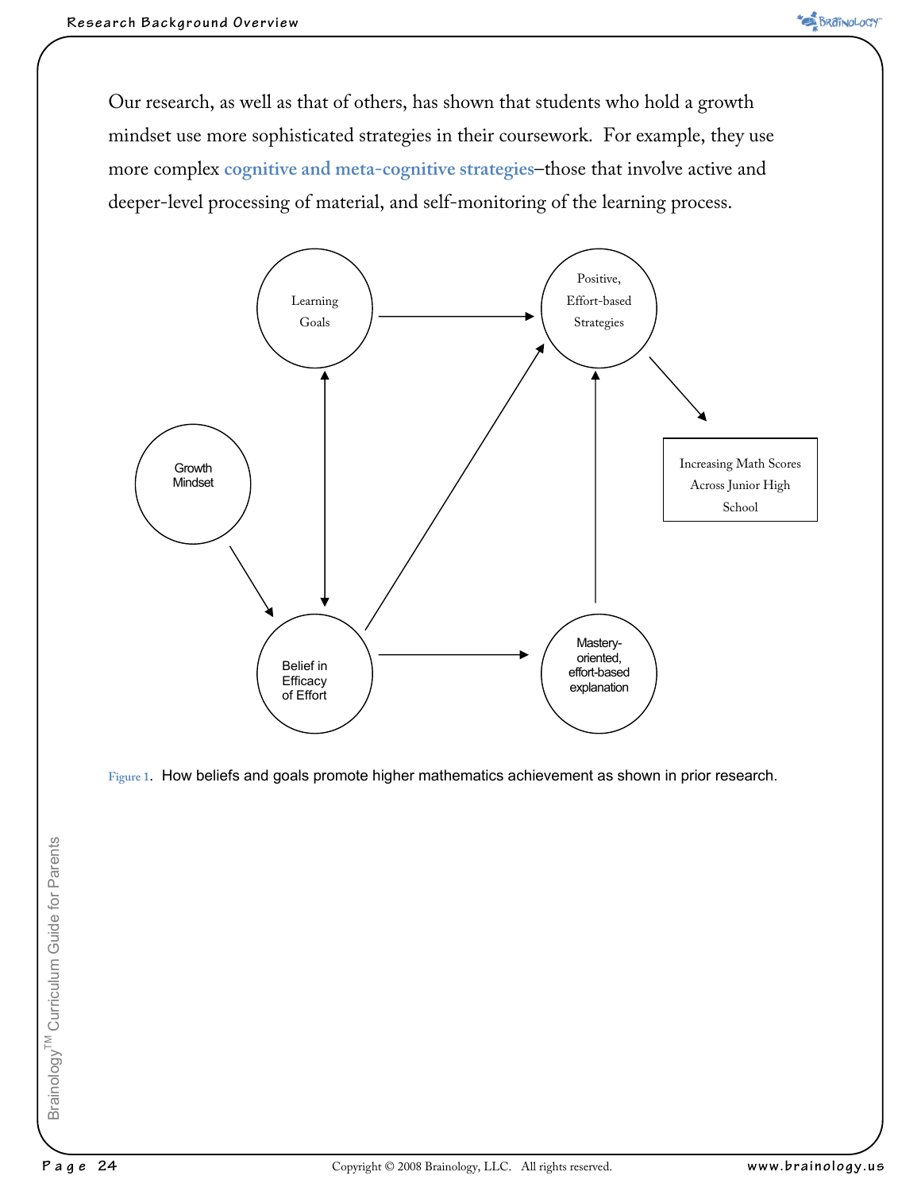Our research, as well as that of others, has shown that students who hold a growth mindset use more sophisticated strategies in their coursework. For example, they use more complex **cognitive and meta-cognitive strategies**–those that involve active and deeper-level processing of material, and self-monitoring of the learning process.

Learning Goals

Positive, Effort-based Strategies

Growth Mindset

Increasing Math Scores Across Junior High School

Belief in Efficacy of Effort

Mastery-oriented, effort-based explanation

Figure 1. How beliefs and goals promote higher mathematics achievement as shown in prior research.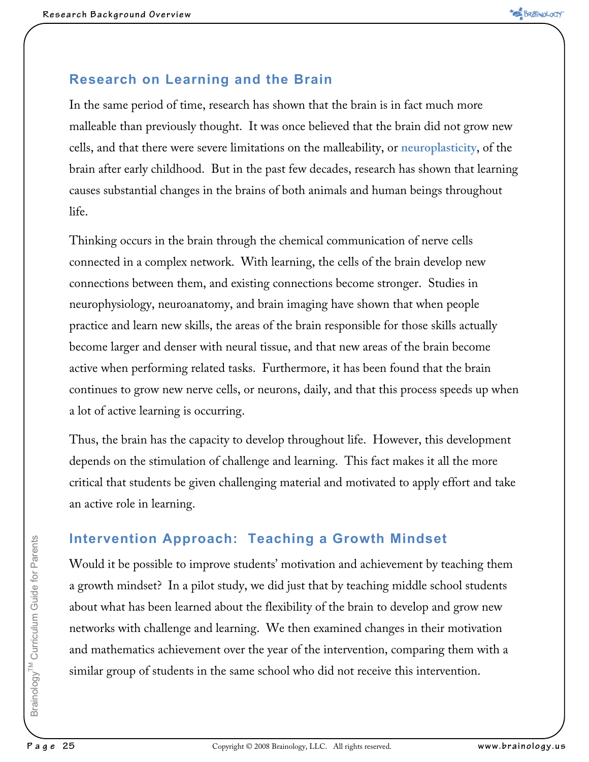## Research on Learning and the Brain

In the same period of time, research has shown that the brain is in fact much more malleable than previously thought. It was once believed that the brain did not grow new cells, and that there were severe limitations on the malleability, or **neuroplasticity**, of the brain after early childhood. But in the past few decades, research has shown that learning causes substantial changes in the brains of both animals and human beings throughout life.

Thinking occurs in the brain through the chemical communication of nerve cells connected in a complex network. With learning, the cells of the brain develop new connections between them, and existing connections become stronger. Studies in neurophysiology, neuroanatomy, and brain imaging have shown that when people practice and learn new skills, the areas of the brain responsible for those skills actually become larger and denser with neural tissue, and that new areas of the brain become active when performing related tasks. Furthermore, it has been found that the brain continues to grow new nerve cells, or neurons, daily, and that this process speeds up when a lot of active learning is occurring.

Thus, the brain has the capacity to develop throughout life. However, this development depends on the stimulation of challenge and learning. This fact makes it all the more critical that students be given challenging material and motivated to apply effort and take an active role in learning.

## Intervention Approach: Teaching a Growth Mindset

Would it be possible to improve students' motivation and achievement by teaching them a growth mindset? In a pilot study, we did just that by teaching middle school students about what has been learned about the flexibility of the brain to develop and grow new networks with challenge and learning. We then examined changes in their motivation and mathematics achievement over the year of the intervention, comparing them with a similar group of students in the same school who did not receive this intervention.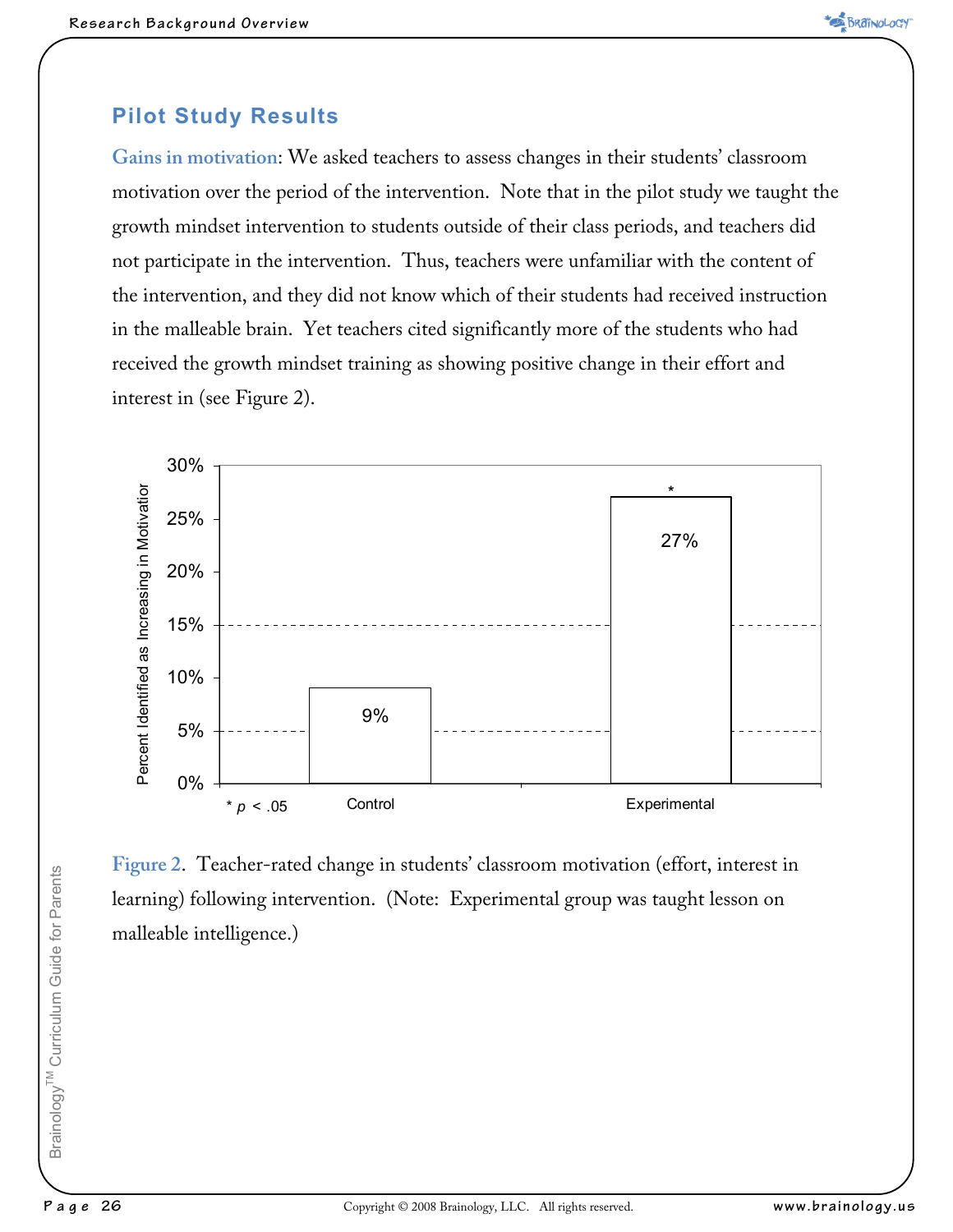## Pilot Study Results

**Gains in motivation**: We asked teachers to assess changes in their students' classroom motivation over the period of the intervention. Note that in the pilot study we taught the growth mindset intervention to students outside of their class periods, and teachers did not participate in the intervention. Thus, teachers were unfamiliar with the content of the intervention, and they did not know which of their students had received instruction in the malleable brain. Yet teachers cited significantly more of the students who had received the growth mindset training as showing positive change in their effort and interest in (see Figure 2).

| | Percent Identified as Increasing in Motivation |
|---|---|
| Control | 9% |
| Experimental | 27%* |

* $p < .05$

**Figure 2**. Teacher-rated change in students' classroom motivation (effort, interest in learning) following intervention. (Note: Experimental group was taught lesson on malleable intelligence.)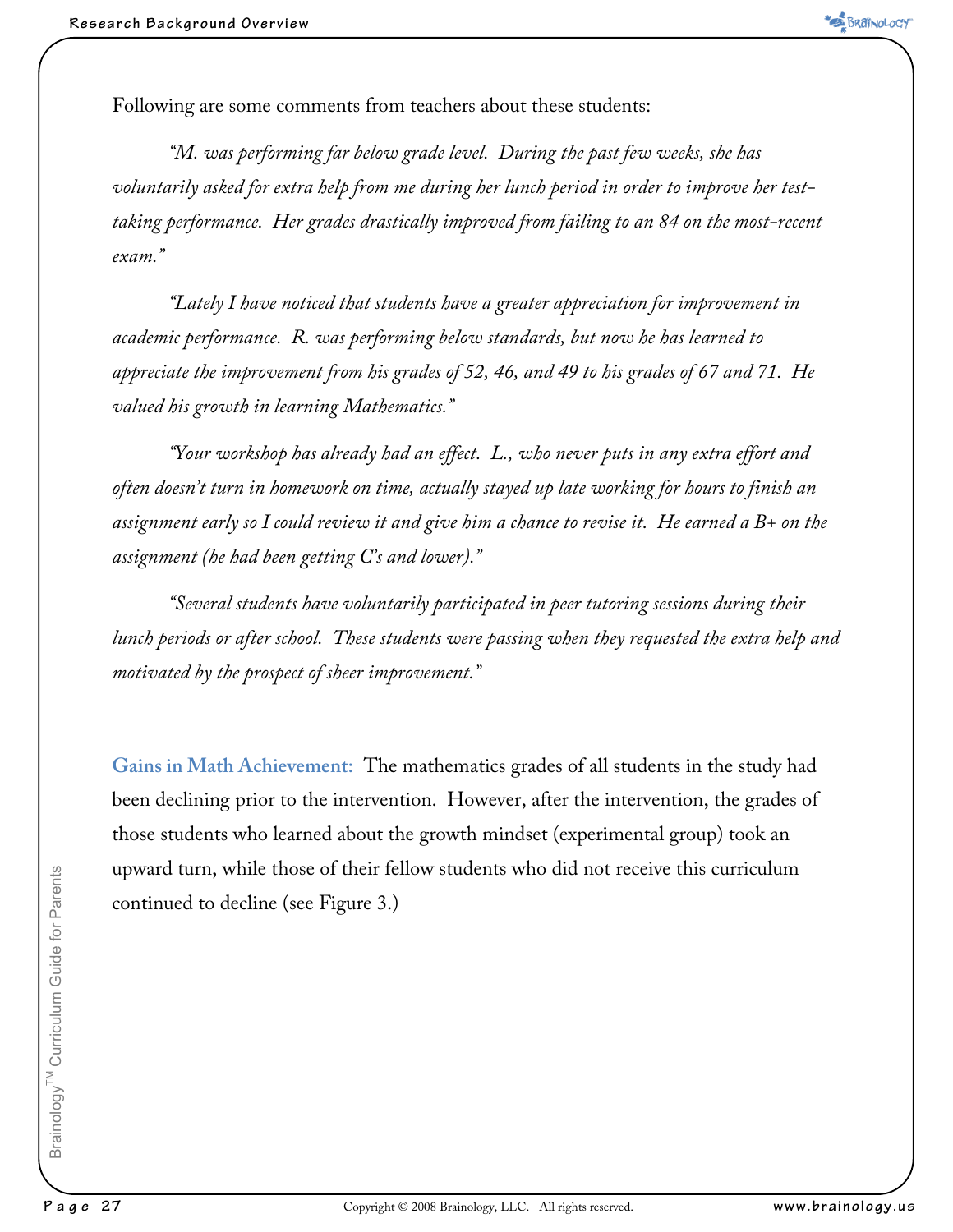Following are some comments from teachers about these students:

*"M. was performing far below grade level. During the past few weeks, she has voluntarily asked for extra help from me during her lunch period in order to improve her test-taking performance. Her grades drastically improved from failing to an 84 on the most-recent exam."*

*"Lately I have noticed that students have a greater appreciation for improvement in academic performance. R. was performing below standards, but now he has learned to appreciate the improvement from his grades of 52, 46, and 49 to his grades of 67 and 71. He valued his growth in learning Mathematics."*

*"Your workshop has already had an effect. L., who never puts in any extra effort and often doesn't turn in homework on time, actually stayed up late working for hours to finish an assignment early so I could review it and give him a chance to revise it. He earned a B+ on the assignment (he had been getting C's and lower)."*

*"Several students have voluntarily participated in peer tutoring sessions during their lunch periods or after school. These students were passing when they requested the extra help and motivated by the prospect of sheer improvement."*

**Gains in Math Achievement:** The mathematics grades of all students in the study had been declining prior to the intervention. However, after the intervention, the grades of those students who learned about the growth mindset (experimental group) took an upward turn, while those of their fellow students who did not receive this curriculum continued to decline (see Figure 3.)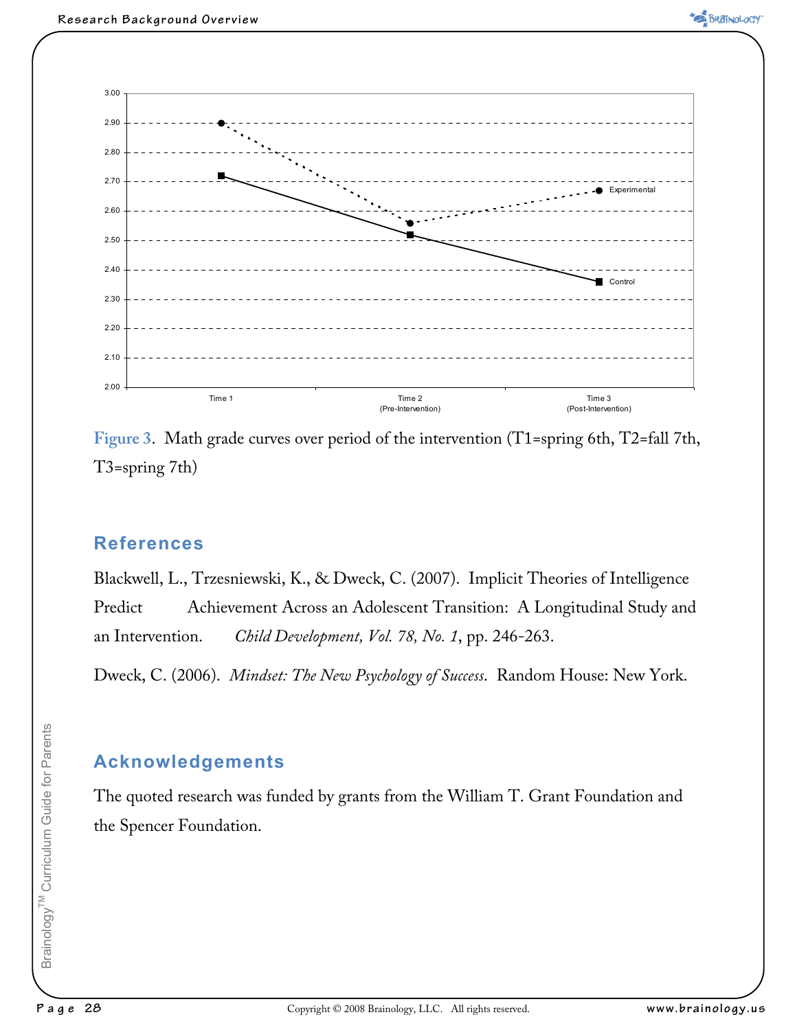Figure 3. Math grade curves over period of the intervention (T1=spring 6th, T2=fall 7th, T3=spring 7th)

## References

Blackwell, L., Trzesniewski, K., & Dweck, C. (2007). Implicit Theories of Intelligence Predict Achievement Across an Adolescent Transition: A Longitudinal Study and an Intervention. *Child Development, Vol. 78, No. 1*, pp. 246-263.

Dweck, C. (2006). *Mindset: The New Psychology of Success*. Random House: New York.

## Acknowledgements

The quoted research was funded by grants from the William T. Grant Foundation and the Spencer Foundation.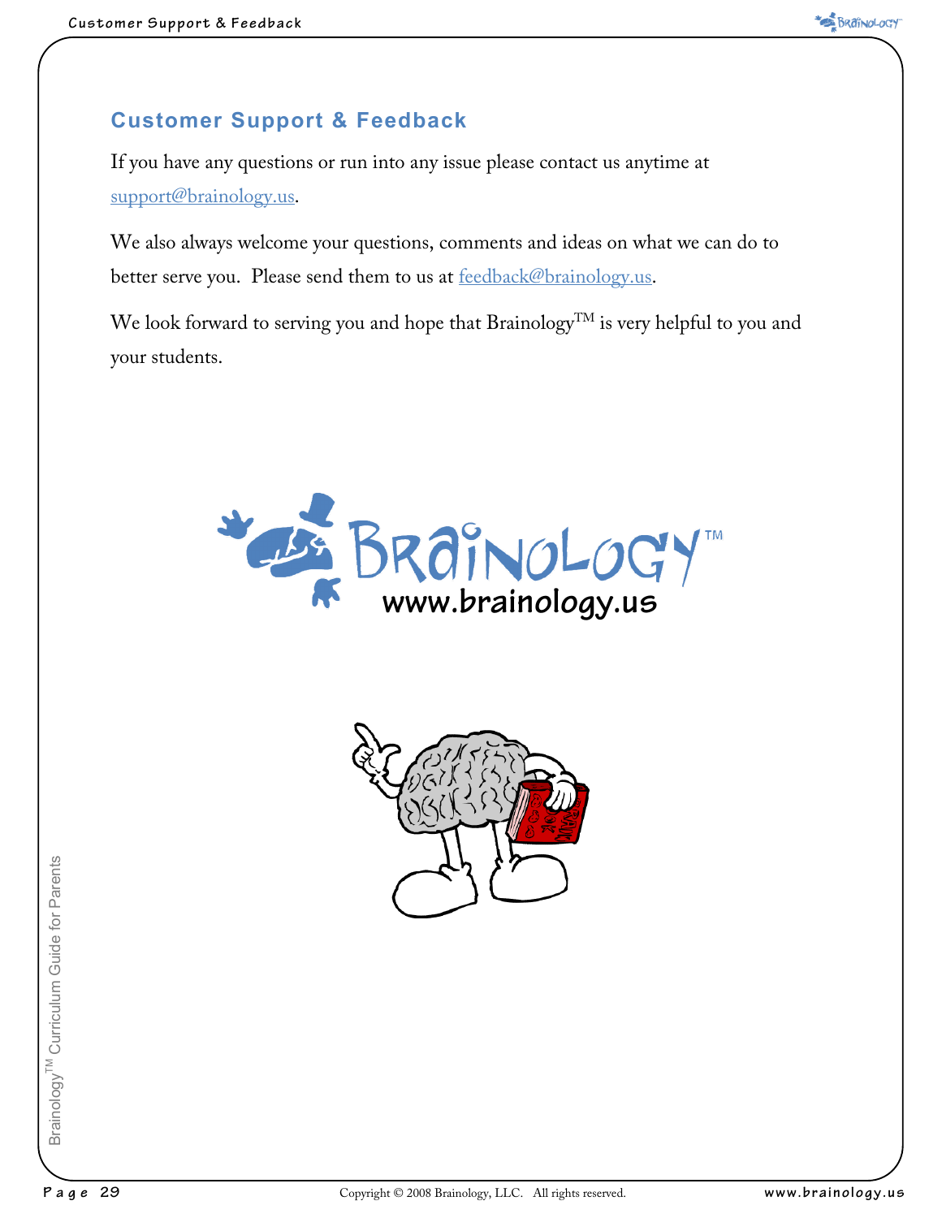## Customer Support & Feedback

If you have any questions or run into any issue please contact us anytime at support@brainology.us.

We also always welcome your questions, comments and ideas on what we can do to better serve you. Please send them to us at feedback@brainology.us.

We look forward to serving you and hope that Brainology™ is very helpful to you and your students.

www.brainology.us